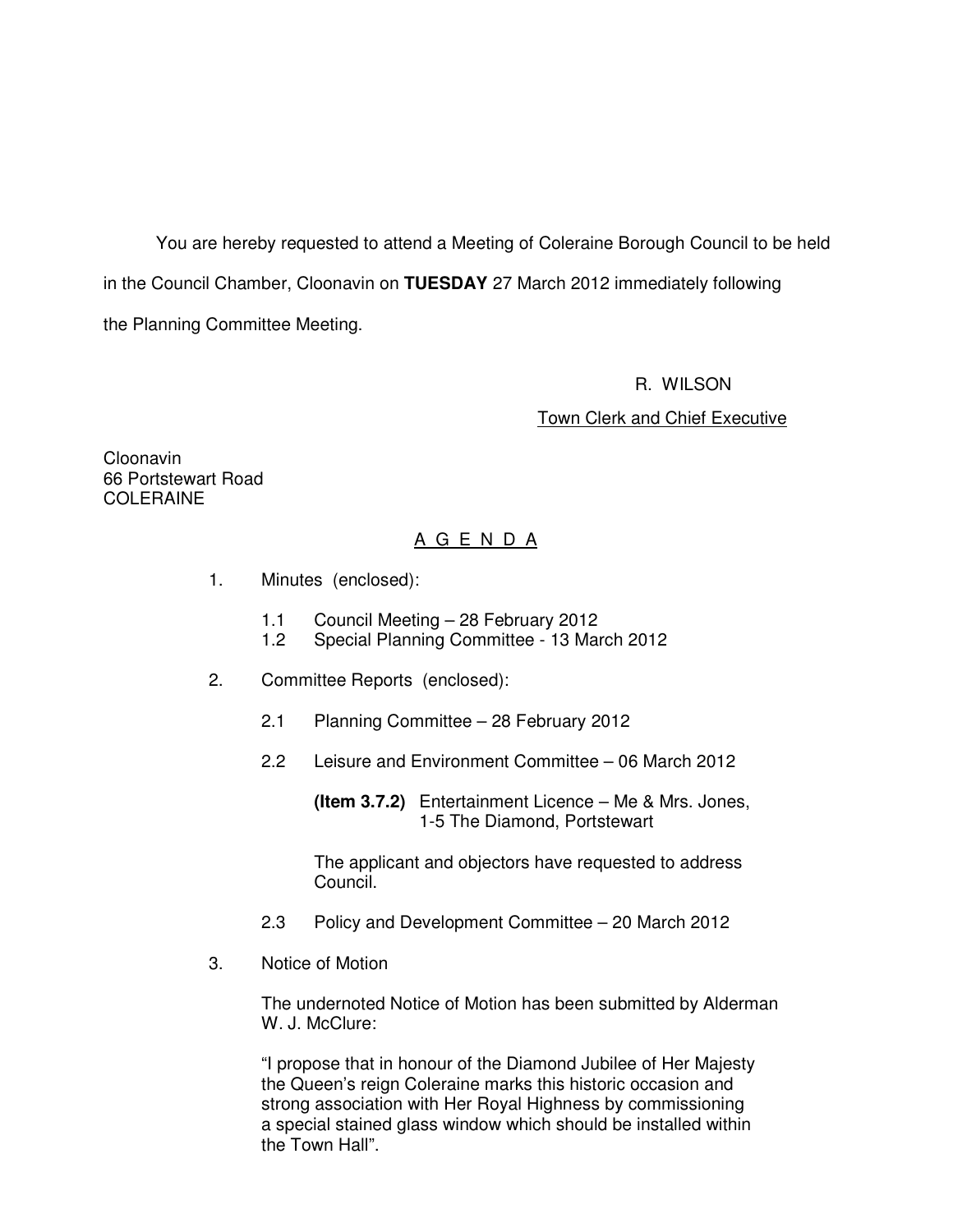You are hereby requested to attend a Meeting of Coleraine Borough Council to be held in the Council Chamber, Cloonavin on **TUESDAY** 27 March 2012 immediately following the Planning Committee Meeting.

R. WILSON

Town Clerk and Chief Executive

Cloonavin
66 Portstewart Road
COLERAINE

## A G E N D A

1. Minutes (enclosed):

   1.1 Council Meeting – 28 February 2012
   1.2 Special Planning Committee - 13 March 2012

2. Committee Reports (enclosed):

   2.1 Planning Committee – 28 February 2012

   2.2 Leisure and Environment Committee – 06 March 2012

   **(Item 3.7.2)** Entertainment Licence – Me & Mrs. Jones, 1-5 The Diamond, Portstewart

   The applicant and objectors have requested to address Council.

   2.3 Policy and Development Committee – 20 March 2012

3. Notice of Motion

   The undernoted Notice of Motion has been submitted by Alderman W. J. McClure:

   "I propose that in honour of the Diamond Jubilee of Her Majesty the Queen's reign Coleraine marks this historic occasion and strong association with Her Royal Highness by commissioning a special stained glass window which should be installed within the Town Hall".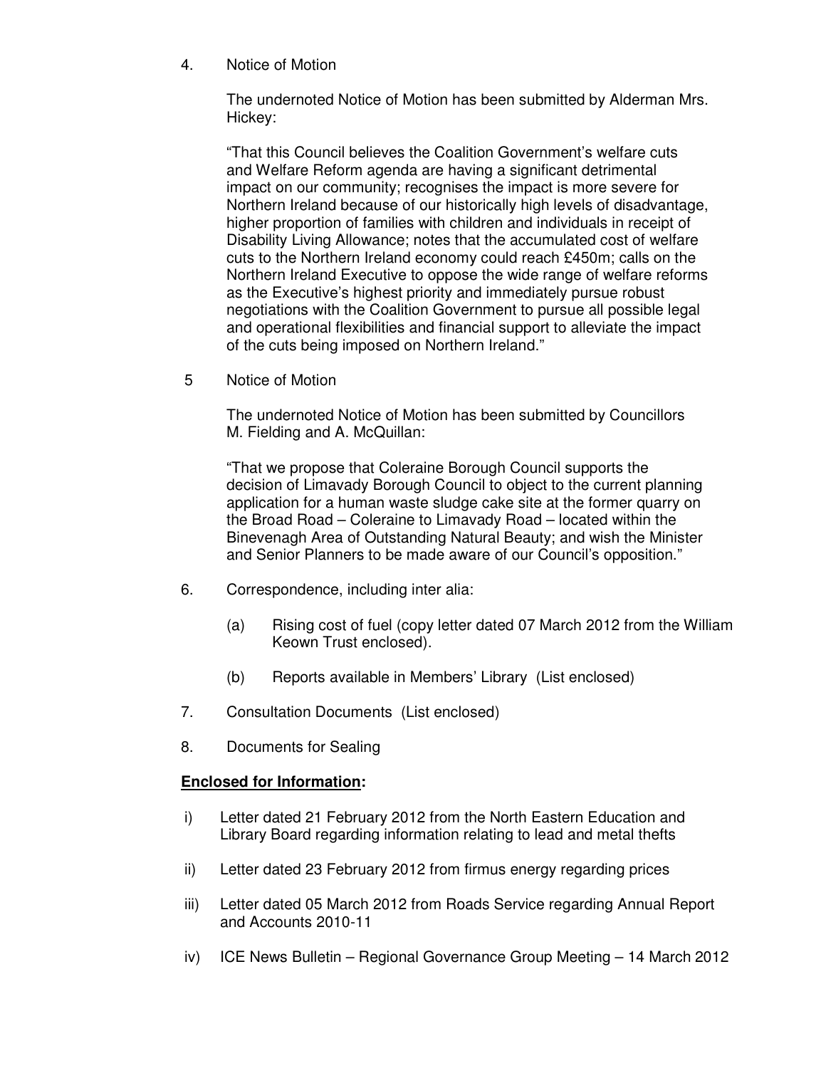4. Notice of Motion

   The undernoted Notice of Motion has been submitted by Alderman Mrs. Hickey:

   "That this Council believes the Coalition Government's welfare cuts and Welfare Reform agenda are having a significant detrimental impact on our community; recognises the impact is more severe for Northern Ireland because of our historically high levels of disadvantage, higher proportion of families with children and individuals in receipt of Disability Living Allowance; notes that the accumulated cost of welfare cuts to the Northern Ireland economy could reach £450m; calls on the Northern Ireland Executive to oppose the wide range of welfare reforms as the Executive's highest priority and immediately pursue robust negotiations with the Coalition Government to pursue all possible legal and operational flexibilities and financial support to alleviate the impact of the cuts being imposed on Northern Ireland."

5 Notice of Motion

   The undernoted Notice of Motion has been submitted by Councillors M. Fielding and A. McQuillan:

   "That we propose that Coleraine Borough Council supports the decision of Limavady Borough Council to object to the current planning application for a human waste sludge cake site at the former quarry on the Broad Road – Coleraine to Limavady Road – located within the Binevenagh Area of Outstanding Natural Beauty; and wish the Minister and Senior Planners to be made aware of our Council's opposition."

6. Correspondence, including inter alia:

   (a) Rising cost of fuel (copy letter dated 07 March 2012 from the William Keown Trust enclosed).

   (b) Reports available in Members' Library (List enclosed)

7. Consultation Documents (List enclosed)

8. Documents for Sealing

**<u>Enclosed for Information</u>:**

i) Letter dated 21 February 2012 from the North Eastern Education and Library Board regarding information relating to lead and metal thefts

ii) Letter dated 23 February 2012 from firmus energy regarding prices

iii) Letter dated 05 March 2012 from Roads Service regarding Annual Report and Accounts 2010-11

iv) ICE News Bulletin – Regional Governance Group Meeting – 14 March 2012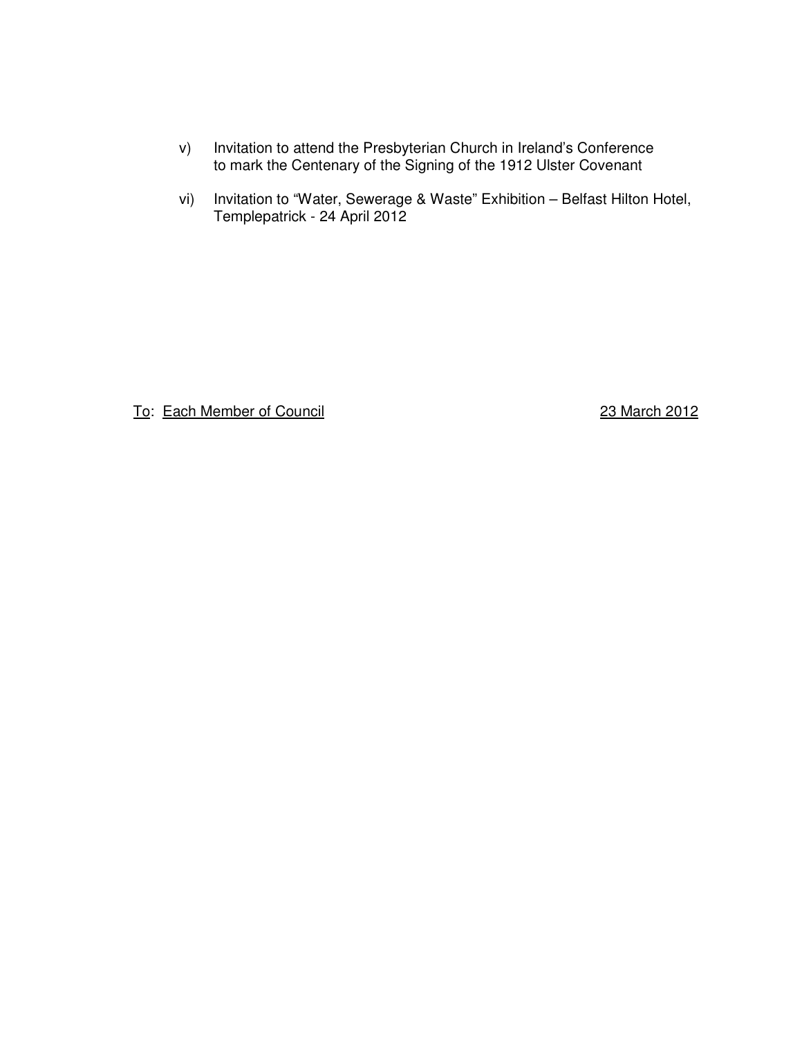v) Invitation to attend the Presbyterian Church in Ireland's Conference to mark the Centenary of the Signing of the 1912 Ulster Covenant

vi) Invitation to "Water, Sewerage & Waste" Exhibition – Belfast Hilton Hotel, Templepatrick - 24 April 2012

<u>To</u>: <u>Each Member of Council</u> <u>23 March 2012</u>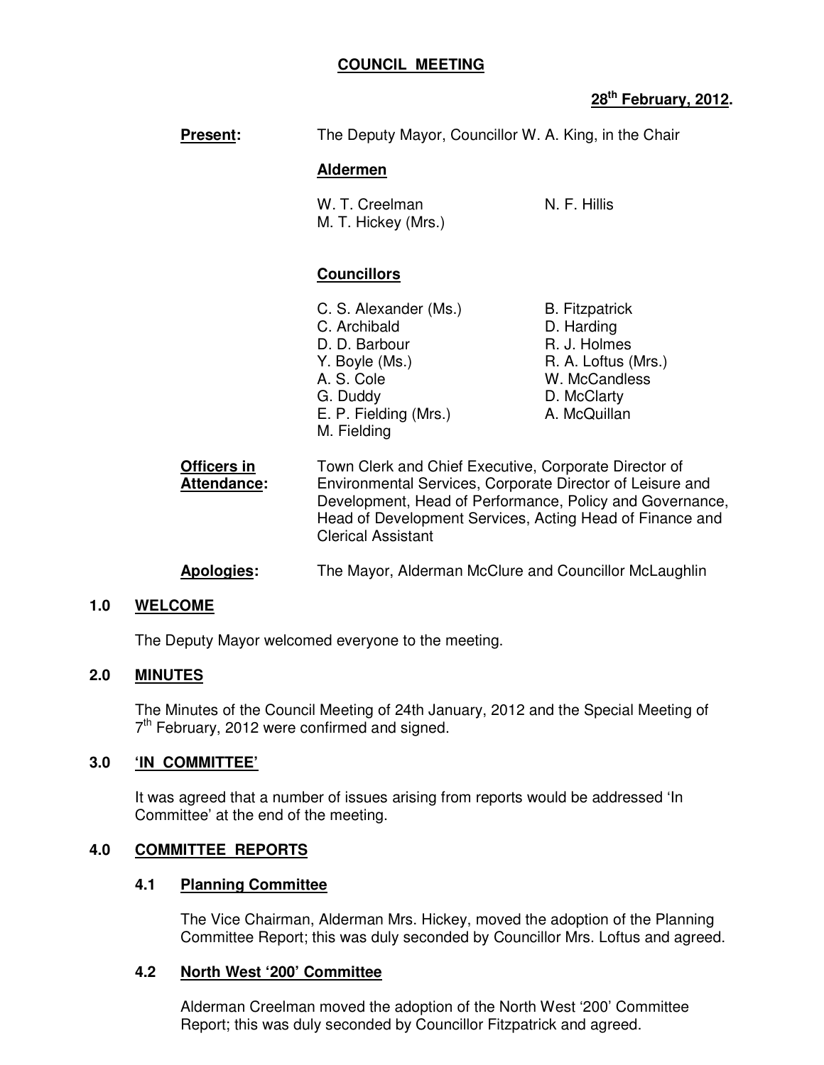**COUNCIL MEETING**

**28th February, 2012.**

**Present:** The Deputy Mayor, Councillor W. A. King, in the Chair

**Aldermen**

W. T. Creelman
N. F. Hillis
M. T. Hickey (Mrs.)

**Councillors**

C. S. Alexander (Ms.)
C. Archibald
D. D. Barbour
Y. Boyle (Ms.)
A. S. Cole
G. Duddy
E. P. Fielding (Mrs.)
M. Fielding
B. Fitzpatrick
D. Harding
R. J. Holmes
R. A. Loftus (Mrs.)
W. McCandless
D. McClarty
A. McQuillan

**Officers in Attendance:** Town Clerk and Chief Executive, Corporate Director of Environmental Services, Corporate Director of Leisure and Development, Head of Performance, Policy and Governance, Head of Development Services, Acting Head of Finance and Clerical Assistant

**Apologies:** The Mayor, Alderman McClure and Councillor McLaughlin

## 1.0 WELCOME

The Deputy Mayor welcomed everyone to the meeting.

## 2.0 MINUTES

The Minutes of the Council Meeting of 24th January, 2012 and the Special Meeting of 7th February, 2012 were confirmed and signed.

## 3.0 'IN COMMITTEE'

It was agreed that a number of issues arising from reports would be addressed 'In Committee' at the end of the meeting.

## 4.0 COMMITTEE REPORTS

### 4.1 Planning Committee

The Vice Chairman, Alderman Mrs. Hickey, moved the adoption of the Planning Committee Report; this was duly seconded by Councillor Mrs. Loftus and agreed.

### 4.2 North West '200' Committee

Alderman Creelman moved the adoption of the North West '200' Committee Report; this was duly seconded by Councillor Fitzpatrick and agreed.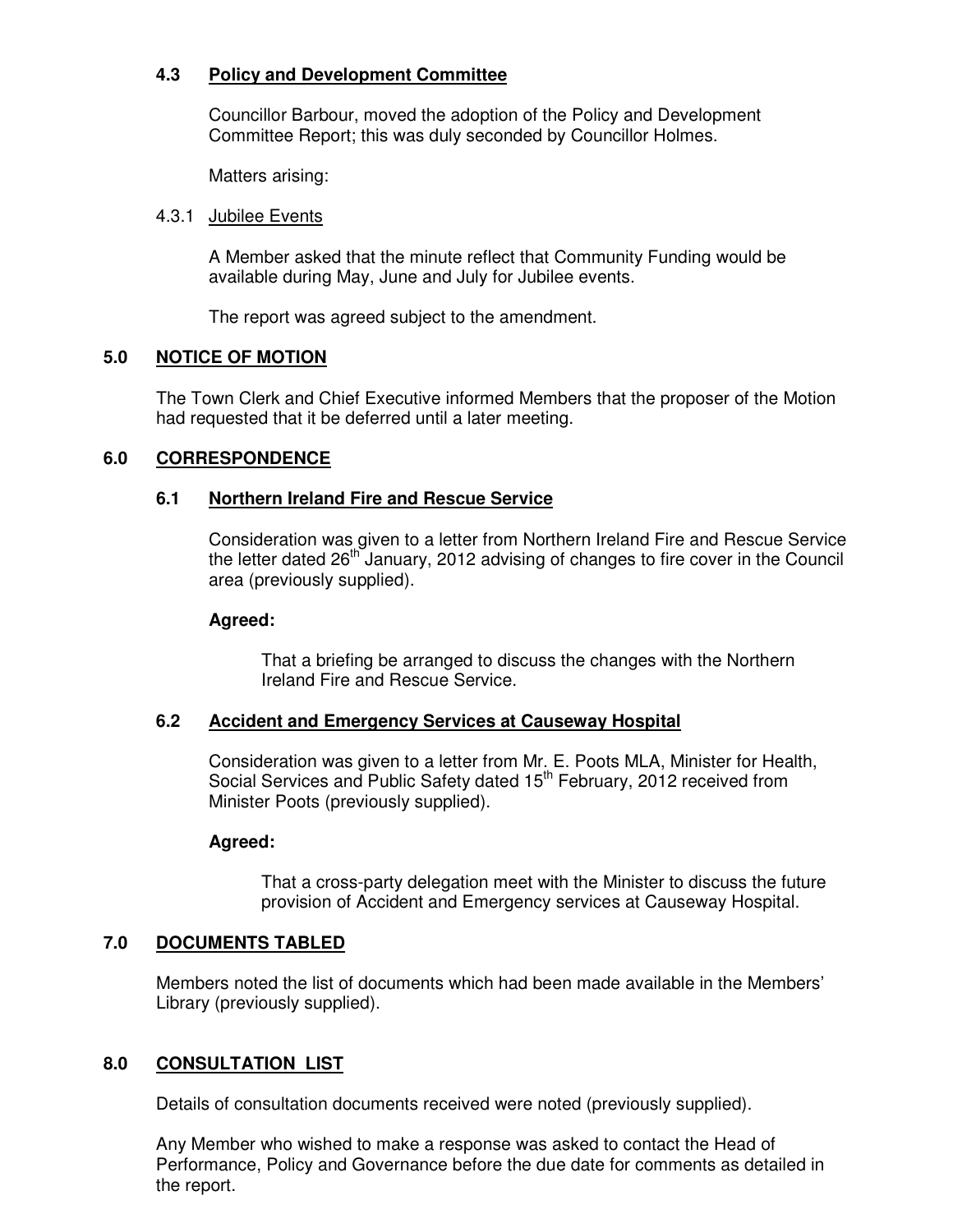### 4.3 Policy and Development Committee

Councillor Barbour, moved the adoption of the Policy and Development Committee Report; this was duly seconded by Councillor Holmes.

Matters arising:

4.3.1 Jubilee Events

A Member asked that the minute reflect that Community Funding would be available during May, June and July for Jubilee events.

The report was agreed subject to the amendment.

## 5.0 NOTICE OF MOTION

The Town Clerk and Chief Executive informed Members that the proposer of the Motion had requested that it be deferred until a later meeting.

## 6.0 CORRESPONDENCE

### 6.1 Northern Ireland Fire and Rescue Service

Consideration was given to a letter from Northern Ireland Fire and Rescue Service the letter dated 26th January, 2012 advising of changes to fire cover in the Council area (previously supplied).

**Agreed:**

That a briefing be arranged to discuss the changes with the Northern Ireland Fire and Rescue Service.

### 6.2 Accident and Emergency Services at Causeway Hospital

Consideration was given to a letter from Mr. E. Poots MLA, Minister for Health, Social Services and Public Safety dated 15th February, 2012 received from Minister Poots (previously supplied).

**Agreed:**

That a cross-party delegation meet with the Minister to discuss the future provision of Accident and Emergency services at Causeway Hospital.

## 7.0 DOCUMENTS TABLED

Members noted the list of documents which had been made available in the Members' Library (previously supplied).

## 8.0 CONSULTATION LIST

Details of consultation documents received were noted (previously supplied).

Any Member who wished to make a response was asked to contact the Head of Performance, Policy and Governance before the due date for comments as detailed in the report.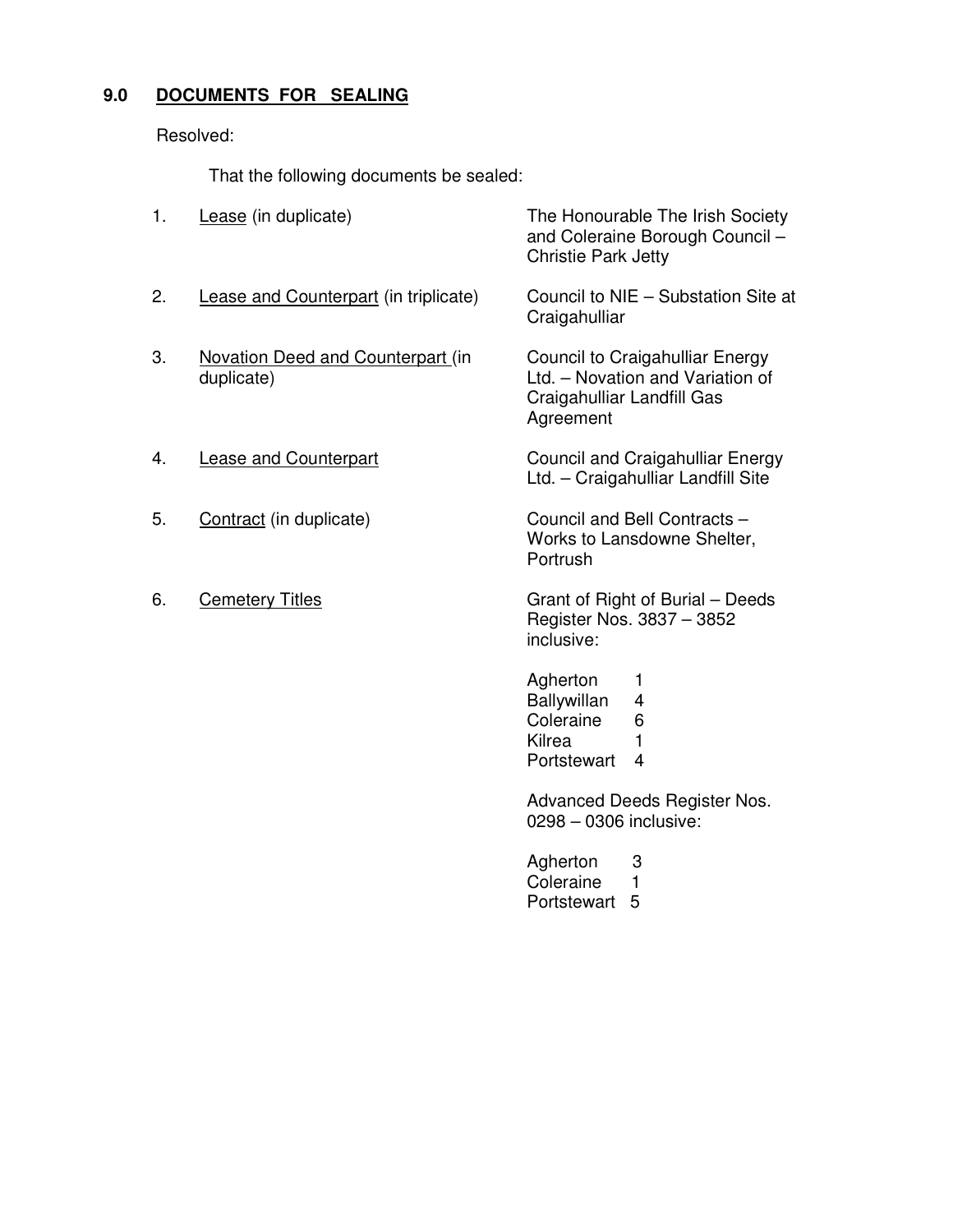## 9.0 DOCUMENTS FOR SEALING

Resolved:

That the following documents be sealed:

| | | |
|---|---|---|
| 1. | Lease (in duplicate) | The Honourable The Irish Society and Coleraine Borough Council – Christie Park Jetty |
| 2. | Lease and Counterpart (in triplicate) | Council to NIE – Substation Site at Craigahulliar |
| 3. | Novation Deed and Counterpart (in duplicate) | Council to Craigahulliar Energy Ltd. – Novation and Variation of Craigahulliar Landfill Gas Agreement |
| 4. | Lease and Counterpart | Council and Craigahulliar Energy Ltd. – Craigahulliar Landfill Site |
| 5. | Contract (in duplicate) | Council and Bell Contracts – Works to Lansdowne Shelter, Portrush |
| 6. | Cemetery Titles | Grant of Right of Burial – Deeds Register Nos. 3837 – 3852 inclusive: |

| | |
|---|---|
| Agherton | 1 |
| Ballywillan | 4 |
| Coleraine | 6 |
| Kilrea | 1 |
| Portstewart | 4 |

Advanced Deeds Register Nos. 0298 – 0306 inclusive:

| | |
|---|---|
| Agherton | 3 |
| Coleraine | 1 |
| Portstewart | 5 |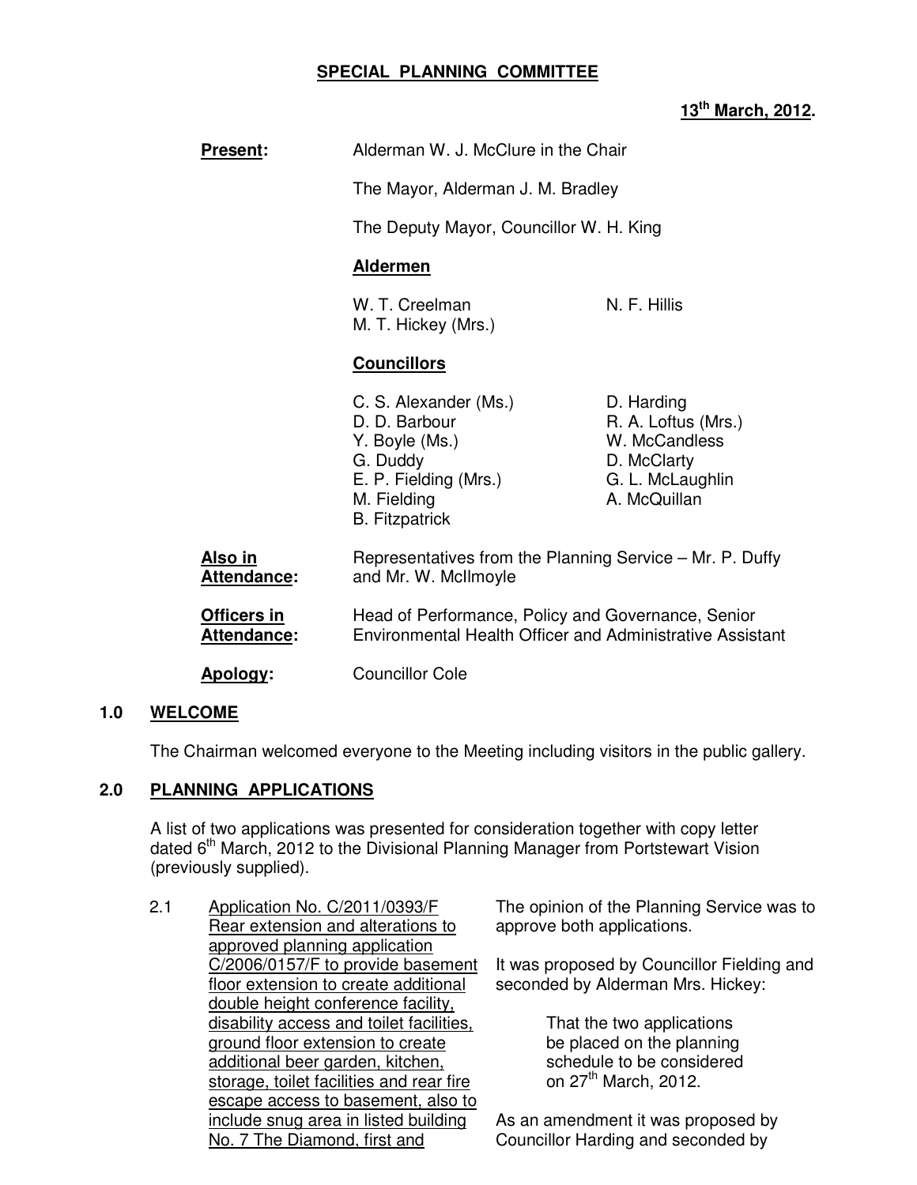## SPECIAL PLANNING COMMITTEE

**13th March, 2012.**

**Present:** Alderman W. J. McClure in the Chair

The Mayor, Alderman J. M. Bradley

The Deputy Mayor, Councillor W. H. King

**Aldermen**

W. T. Creelman
M. T. Hickey (Mrs.)
N. F. Hillis

**Councillors**

C. S. Alexander (Ms.)
D. D. Barbour
Y. Boyle (Ms.)
G. Duddy
E. P. Fielding (Mrs.)
M. Fielding
B. Fitzpatrick
D. Harding
R. A. Loftus (Mrs.)
W. McCandless
D. McClarty
G. L. McLaughlin
A. McQuillan

**Also in Attendance:** Representatives from the Planning Service – Mr. P. Duffy and Mr. W. McIlmoyle

**Officers in Attendance:** Head of Performance, Policy and Governance, Senior Environmental Health Officer and Administrative Assistant

**Apology:** Councillor Cole

### 1.0 WELCOME

The Chairman welcomed everyone to the Meeting including visitors in the public gallery.

### 2.0 PLANNING APPLICATIONS

A list of two applications was presented for consideration together with copy letter dated 6th March, 2012 to the Divisional Planning Manager from Portstewart Vision (previously supplied).

2.1 Application No. C/2011/0393/F Rear extension and alterations to approved planning application C/2006/0157/F to provide basement floor extension to create additional double height conference facility, disability access and toilet facilities, ground floor extension to create additional beer garden, kitchen, storage, toilet facilities and rear fire escape access to basement, also to include snug area in listed building No. 7 The Diamond, first and

The opinion of the Planning Service was to approve both applications.

It was proposed by Councillor Fielding and seconded by Alderman Mrs. Hickey:

> That the two applications be placed on the planning schedule to be considered on 27th March, 2012.

As an amendment it was proposed by Councillor Harding and seconded by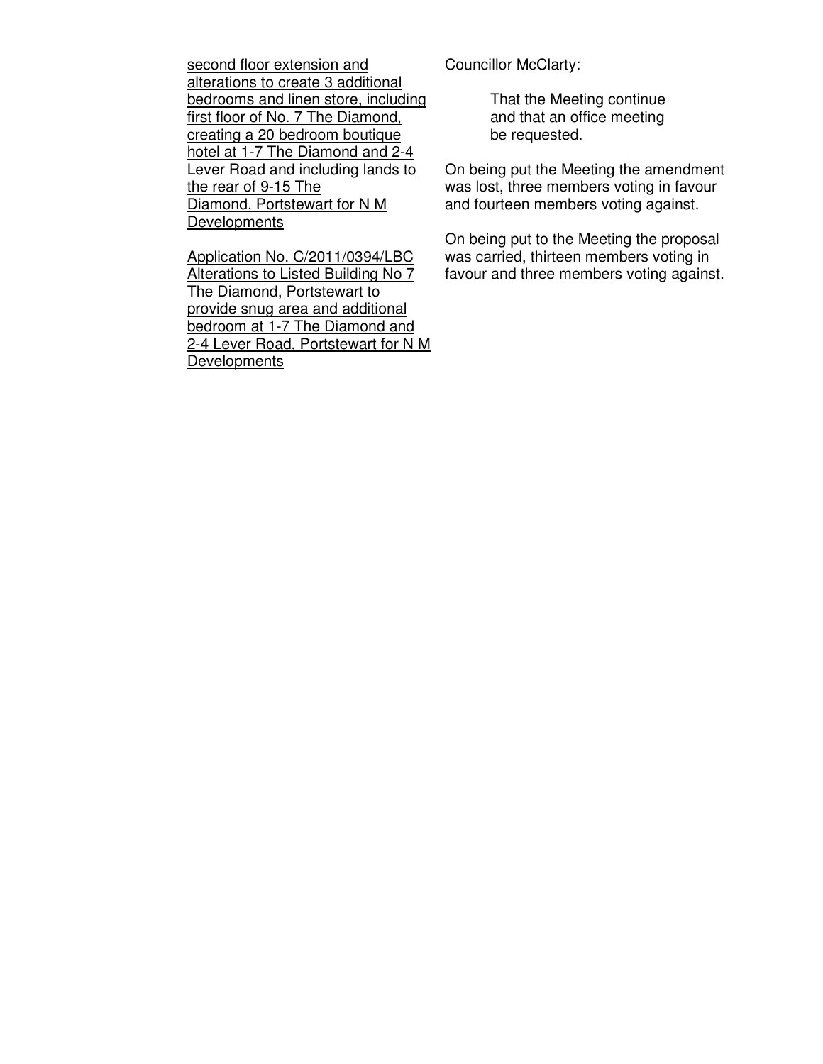<u>second floor extension and alterations to create 3 additional bedrooms and linen store, including first floor of No. 7 The Diamond, creating a 20 bedroom boutique hotel at 1-7 The Diamond and 2-4 Lever Road and including lands to the rear of 9-15 The Diamond, Portstewart for N M Developments</u>

<u>Application No. C/2011/0394/LBC Alterations to Listed Building No 7 The Diamond, Portstewart to provide snug area and additional bedroom at 1-7 The Diamond and 2-4 Lever Road, Portstewart for N M Developments</u>

Councillor McClarty:

> That the Meeting continue and that an office meeting be requested.

On being put the Meeting the amendment was lost, three members voting in favour and fourteen members voting against.

On being put to the Meeting the proposal was carried, thirteen members voting in favour and three members voting against.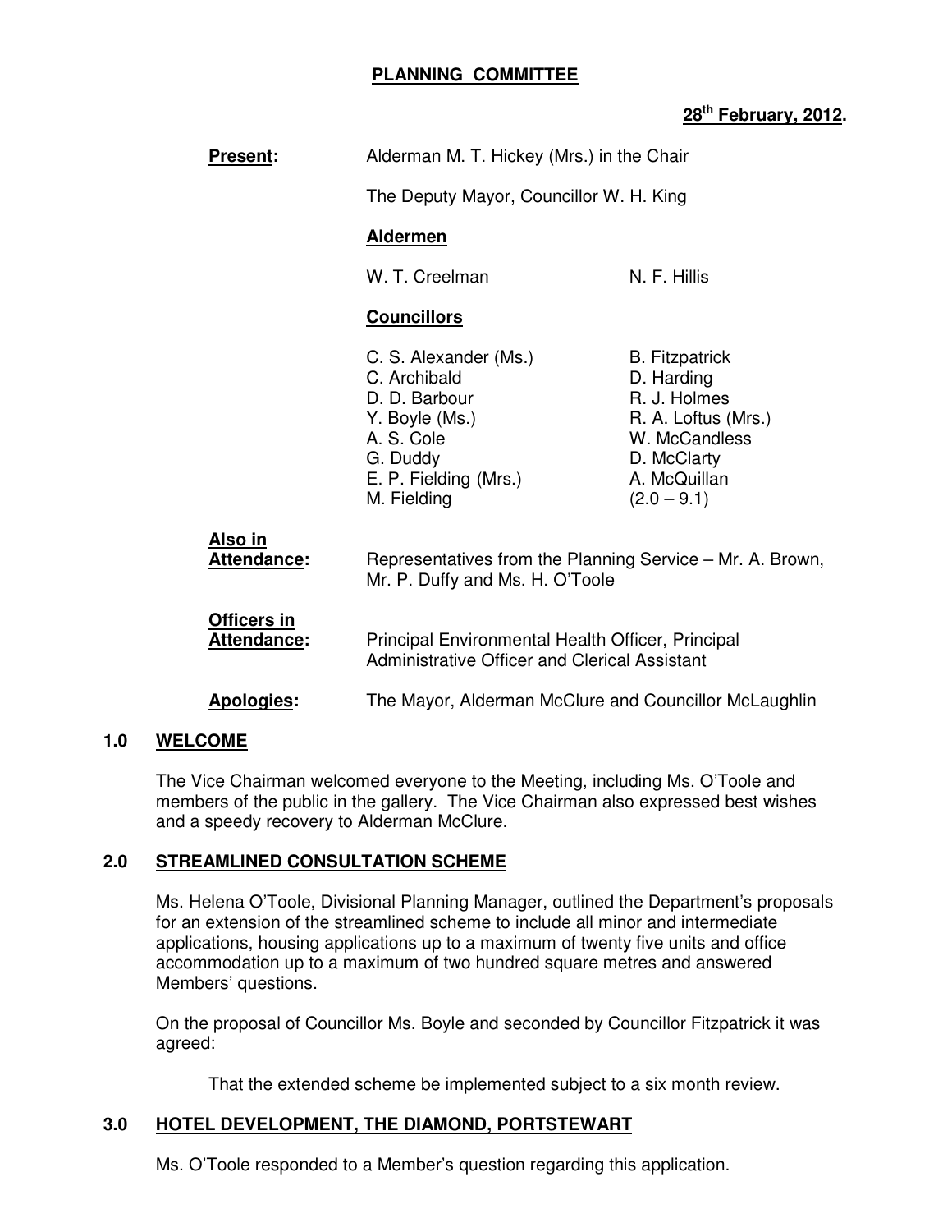# PLANNING COMMITTEE

**28th February, 2012.**

**Present:** Alderman M. T. Hickey (Mrs.) in the Chair

The Deputy Mayor, Councillor W. H. King

**Aldermen**

W. T. Creelman
N. F. Hillis

**Councillors**

C. S. Alexander (Ms.)
C. Archibald
D. D. Barbour
Y. Boyle (Ms.)
A. S. Cole
G. Duddy
E. P. Fielding (Mrs.)
M. Fielding
B. Fitzpatrick
D. Harding
R. J. Holmes
R. A. Loftus (Mrs.)
W. McCandless
D. McClarty
A. McQuillan
(2.0 – 9.1)

**Also in Attendance:** Representatives from the Planning Service – Mr. A. Brown, Mr. P. Duffy and Ms. H. O'Toole

**Officers in Attendance:** Principal Environmental Health Officer, Principal Administrative Officer and Clerical Assistant

**Apologies:** The Mayor, Alderman McClure and Councillor McLaughlin

## 1.0 WELCOME

The Vice Chairman welcomed everyone to the Meeting, including Ms. O'Toole and members of the public in the gallery. The Vice Chairman also expressed best wishes and a speedy recovery to Alderman McClure.

## 2.0 STREAMLINED CONSULTATION SCHEME

Ms. Helena O'Toole, Divisional Planning Manager, outlined the Department's proposals for an extension of the streamlined scheme to include all minor and intermediate applications, housing applications up to a maximum of twenty five units and office accommodation up to a maximum of two hundred square metres and answered Members' questions.

On the proposal of Councillor Ms. Boyle and seconded by Councillor Fitzpatrick it was agreed:

That the extended scheme be implemented subject to a six month review.

## 3.0 HOTEL DEVELOPMENT, THE DIAMOND, PORTSTEWART

Ms. O'Toole responded to a Member's question regarding this application.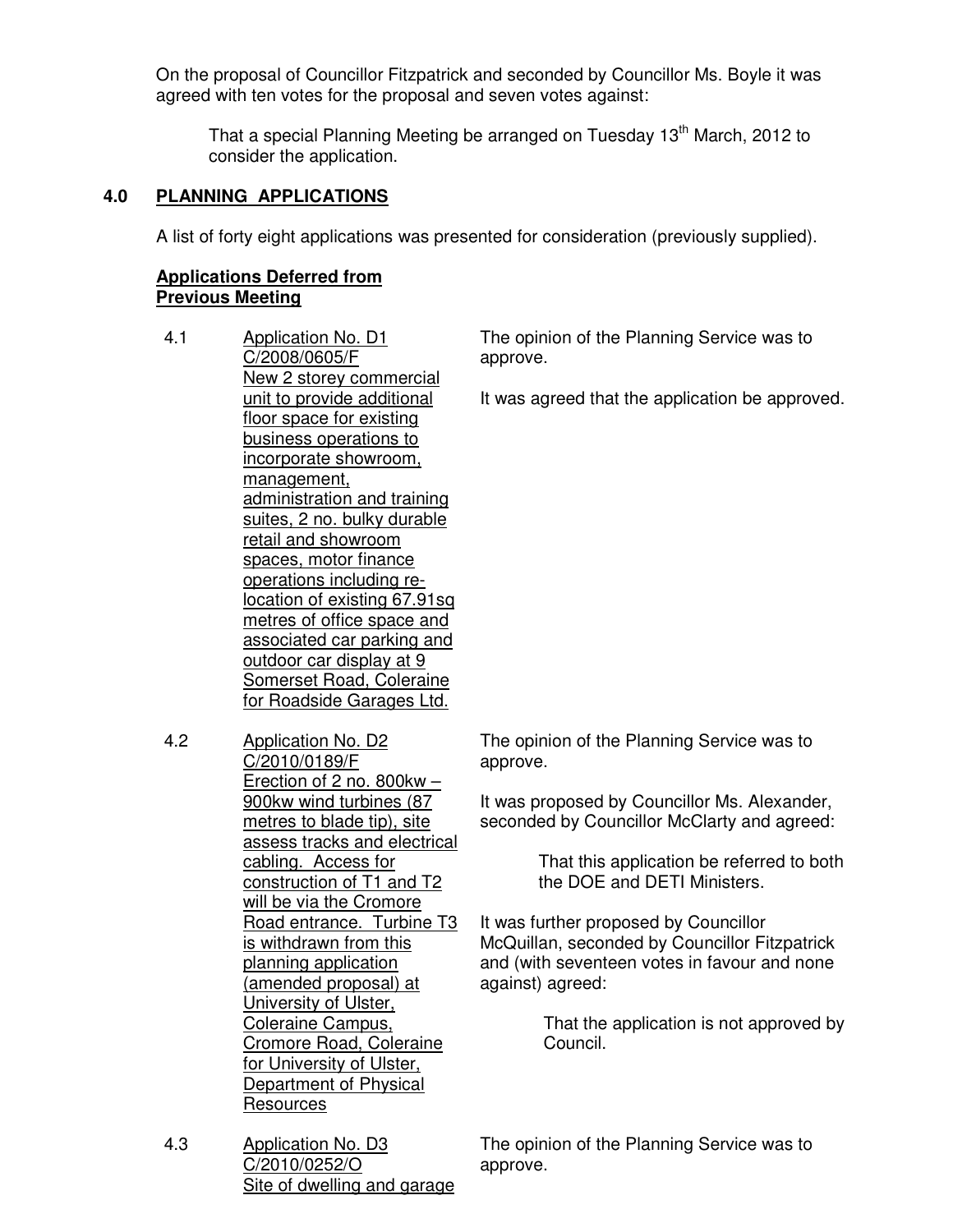On the proposal of Councillor Fitzpatrick and seconded by Councillor Ms. Boyle it was agreed with ten votes for the proposal and seven votes against:

> That a special Planning Meeting be arranged on Tuesday 13th March, 2012 to consider the application.

## 4.0 PLANNING APPLICATIONS

A list of forty eight applications was presented for consideration (previously supplied).

**Applications Deferred from Previous Meeting**

4.1 Application No. D1 C/2008/0605/F New 2 storey commercial unit to provide additional floor space for existing business operations to incorporate showroom, management, administration and training suites, 2 no. bulky durable retail and showroom spaces, motor finance operations including re-location of existing 67.91sq metres of office space and associated car parking and outdoor car display at 9 Somerset Road, Coleraine for Roadside Garages Ltd.

The opinion of the Planning Service was to approve.

It was agreed that the application be approved.

4.2 Application No. D2 C/2010/0189/F Erection of 2 no. 800kw – 900kw wind turbines (87 metres to blade tip), site assess tracks and electrical cabling. Access for construction of T1 and T2 will be via the Cromore Road entrance. Turbine T3 is withdrawn from this planning application (amended proposal) at University of Ulster, Coleraine Campus, Cromore Road, Coleraine for University of Ulster, Department of Physical Resources

The opinion of the Planning Service was to approve.

It was proposed by Councillor Ms. Alexander, seconded by Councillor McClarty and agreed:

> That this application be referred to both the DOE and DETI Ministers.

It was further proposed by Councillor McQuillan, seconded by Councillor Fitzpatrick and (with seventeen votes in favour and none against) agreed:

> That the application is not approved by Council.

4.3 Application No. D3 C/2010/0252/O Site of dwelling and garage

The opinion of the Planning Service was to approve.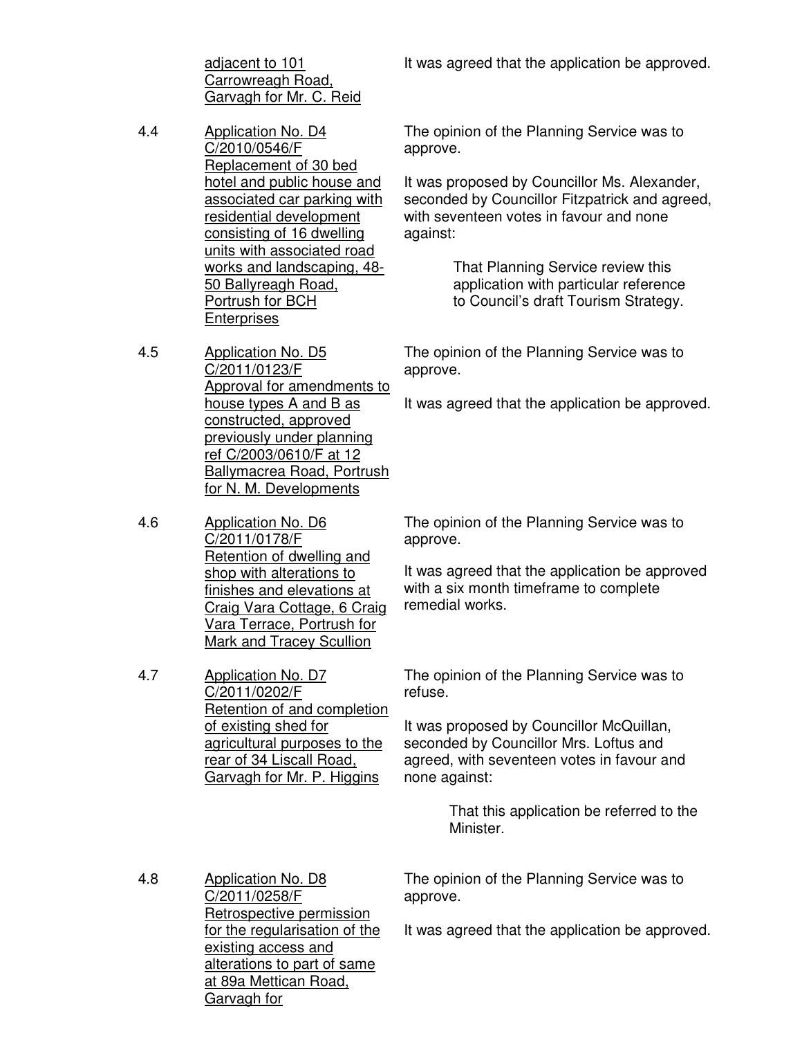adjacent to 101 Carrowreagh Road, Garvagh for Mr. C. Reid

It was agreed that the application be approved.

4.4 Application No. D4 C/2010/0546/F Replacement of 30 bed hotel and public house and associated car parking with residential development consisting of 16 dwelling units with associated road works and landscaping, 48-50 Ballyreagh Road, Portrush for BCH Enterprises

The opinion of the Planning Service was to approve.

It was proposed by Councillor Ms. Alexander, seconded by Councillor Fitzpatrick and agreed, with seventeen votes in favour and none against:

> That Planning Service review this application with particular reference to Council's draft Tourism Strategy.

4.5 Application No. D5 C/2011/0123/F Approval for amendments to house types A and B as constructed, approved previously under planning ref C/2003/0610/F at 12 Ballymacrea Road, Portrush for N. M. Developments

The opinion of the Planning Service was to approve.

It was agreed that the application be approved.

4.6 Application No. D6 C/2011/0178/F Retention of dwelling and shop with alterations to finishes and elevations at Craig Vara Cottage, 6 Craig Vara Terrace, Portrush for Mark and Tracey Scullion

The opinion of the Planning Service was to approve.

It was agreed that the application be approved with a six month timeframe to complete remedial works.

4.7 Application No. D7 C/2011/0202/F Retention of and completion of existing shed for agricultural purposes to the rear of 34 Liscall Road, Garvagh for Mr. P. Higgins

The opinion of the Planning Service was to refuse.

It was proposed by Councillor McQuillan, seconded by Councillor Mrs. Loftus and agreed, with seventeen votes in favour and none against:

> That this application be referred to the Minister.

4.8 Application No. D8 C/2011/0258/F Retrospective permission for the regularisation of the existing access and alterations to part of same at 89a Mettican Road, Garvagh for

The opinion of the Planning Service was to approve.

It was agreed that the application be approved.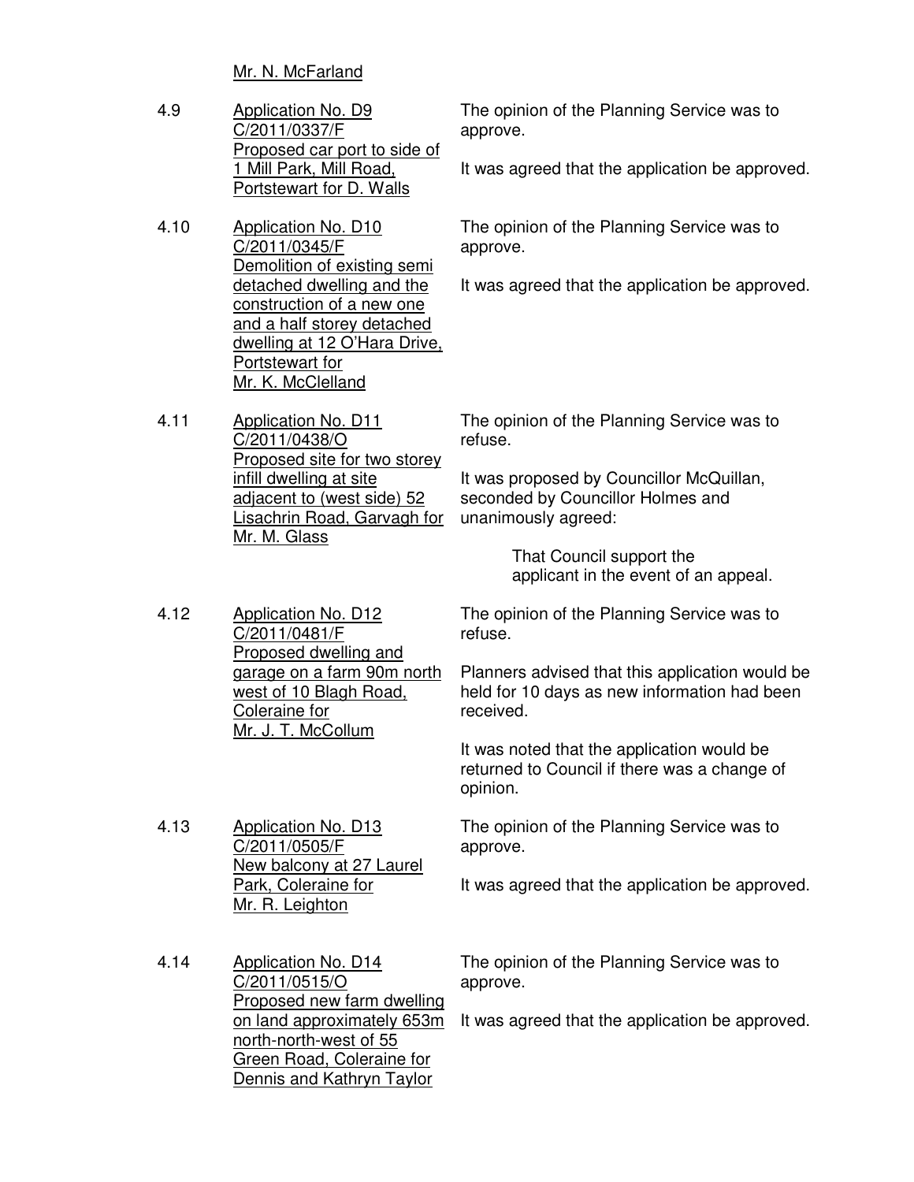Mr. N. McFarland

4.9 **Application No. D9**
C/2011/0337/F
Proposed car port to side of 1 Mill Park, Mill Road, Portstewart for D. Walls

The opinion of the Planning Service was to approve.

It was agreed that the application be approved.

4.10 **Application No. D10**
C/2011/0345/F
Demolition of existing semi detached dwelling and the construction of a new one and a half storey detached dwelling at 12 O'Hara Drive, Portstewart for Mr. K. McClelland

The opinion of the Planning Service was to approve.

It was agreed that the application be approved.

4.11 **Application No. D11**
C/2011/0438/O
Proposed site for two storey infill dwelling at site adjacent to (west side) 52 Lisachrin Road, Garvagh for Mr. M. Glass

The opinion of the Planning Service was to refuse.

It was proposed by Councillor McQuillan, seconded by Councillor Holmes and unanimously agreed:

> That Council support the applicant in the event of an appeal.

4.12 **Application No. D12**
C/2011/0481/F
Proposed dwelling and garage on a farm 90m north west of 10 Blagh Road, Coleraine for Mr. J. T. McCollum

The opinion of the Planning Service was to refuse.

Planners advised that this application would be held for 10 days as new information had been received.

It was noted that the application would be returned to Council if there was a change of opinion.

4.13 **Application No. D13**
C/2011/0505/F
New balcony at 27 Laurel Park, Coleraine for Mr. R. Leighton

The opinion of the Planning Service was to approve.

It was agreed that the application be approved.

4.14 **Application No. D14**
C/2011/0515/O
Proposed new farm dwelling on land approximately 653m north-north-west of 55 Green Road, Coleraine for Dennis and Kathryn Taylor

The opinion of the Planning Service was to approve.

It was agreed that the application be approved.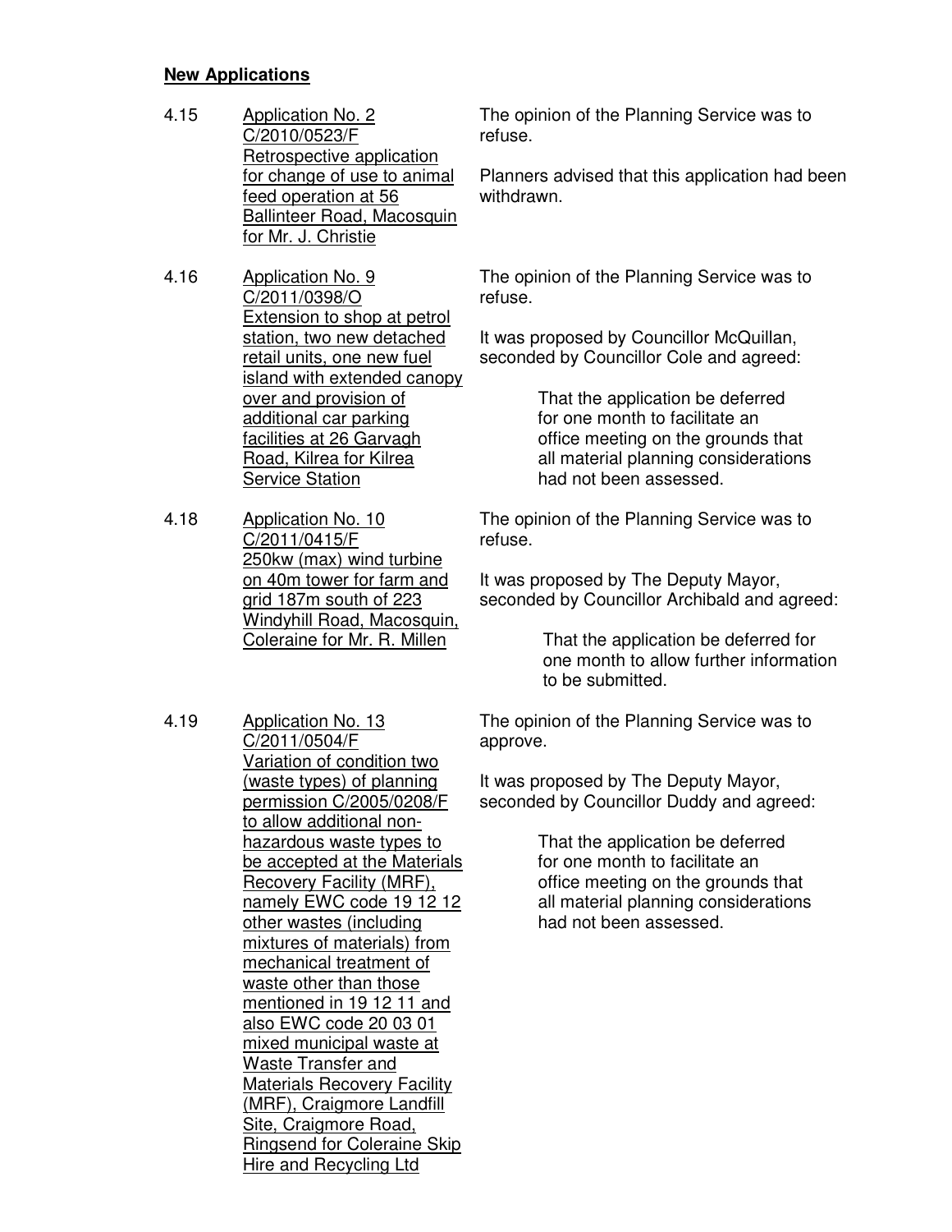**New Applications**

4.15 Application No. 2
C/2010/0523/F
Retrospective application for change of use to animal feed operation at 56 Ballinteer Road, Macosquin for Mr. J. Christie

The opinion of the Planning Service was to refuse.

Planners advised that this application had been withdrawn.

4.16 Application No. 9
C/2011/0398/O
Extension to shop at petrol station, two new detached retail units, one new fuel island with extended canopy over and provision of additional car parking facilities at 26 Garvagh Road, Kilrea for Kilrea Service Station

The opinion of the Planning Service was to refuse.

It was proposed by Councillor McQuillan, seconded by Councillor Cole and agreed:

> That the application be deferred for one month to facilitate an office meeting on the grounds that all material planning considerations had not been assessed.

4.18 Application No. 10
C/2011/0415/F
250kw (max) wind turbine on 40m tower for farm and grid 187m south of 223 Windyhill Road, Macosquin, Coleraine for Mr. R. Millen

The opinion of the Planning Service was to refuse.

It was proposed by The Deputy Mayor, seconded by Councillor Archibald and agreed:

> That the application be deferred for one month to allow further information to be submitted.

4.19 Application No. 13
C/2011/0504/F
Variation of condition two (waste types) of planning permission C/2005/0208/F to allow additional non-hazardous waste types to be accepted at the Materials Recovery Facility (MRF), namely EWC code 19 12 12 other wastes (including mixtures of materials) from mechanical treatment of waste other than those mentioned in 19 12 11 and also EWC code 20 03 01 mixed municipal waste at Waste Transfer and Materials Recovery Facility (MRF), Craigmore Landfill Site, Craigmore Road, Ringsend for Coleraine Skip Hire and Recycling Ltd

The opinion of the Planning Service was to approve.

It was proposed by The Deputy Mayor, seconded by Councillor Duddy and agreed:

> That the application be deferred for one month to facilitate an office meeting on the grounds that all material planning considerations had not been assessed.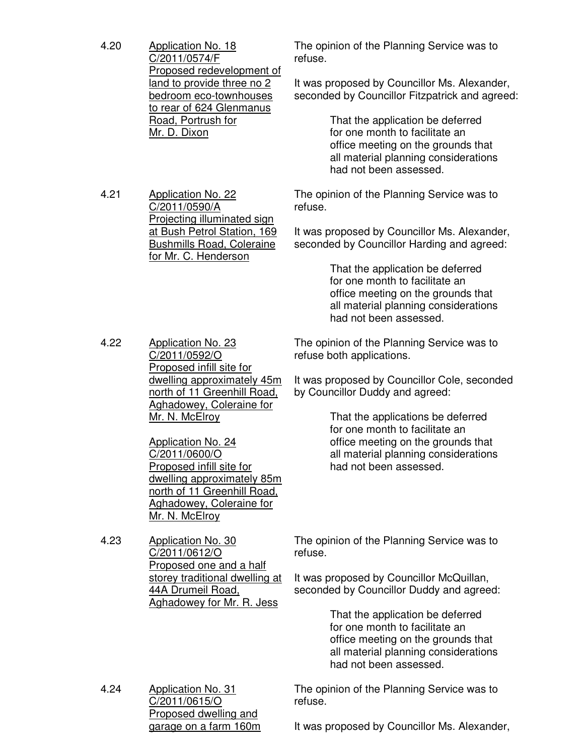4.20 Application No. 18
C/2011/0574/F
Proposed redevelopment of land to provide three no 2 bedroom eco-townhouses to rear of 624 Glenmanus Road, Portrush for Mr. D. Dixon

The opinion of the Planning Service was to refuse.

It was proposed by Councillor Ms. Alexander, seconded by Councillor Fitzpatrick and agreed:

> That the application be deferred for one month to facilitate an office meeting on the grounds that all material planning considerations had not been assessed.

4.21 Application No. 22
C/2011/0590/A
Projecting illuminated sign at Bush Petrol Station, 169 Bushmills Road, Coleraine for Mr. C. Henderson

The opinion of the Planning Service was to refuse.

It was proposed by Councillor Ms. Alexander, seconded by Councillor Harding and agreed:

> That the application be deferred for one month to facilitate an office meeting on the grounds that all material planning considerations had not been assessed.

4.22 Application No. 23
C/2011/0592/O
Proposed infill site for dwelling approximately 45m north of 11 Greenhill Road, Aghadowey, Coleraine for Mr. N. McElroy

Application No. 24
C/2011/0600/O
Proposed infill site for dwelling approximately 85m north of 11 Greenhill Road, Aghadowey, Coleraine for Mr. N. McElroy

The opinion of the Planning Service was to refuse both applications.

It was proposed by Councillor Cole, seconded by Councillor Duddy and agreed:

> That the applications be deferred for one month to facilitate an office meeting on the grounds that all material planning considerations had not been assessed.

4.23 Application No. 30
C/2011/0612/O
Proposed one and a half storey traditional dwelling at 44A Drumeil Road, Aghadowey for Mr. R. Jess

The opinion of the Planning Service was to refuse.

It was proposed by Councillor McQuillan, seconded by Councillor Duddy and agreed:

> That the application be deferred for one month to facilitate an office meeting on the grounds that all material planning considerations had not been assessed.

4.24 Application No. 31
C/2011/0615/O
Proposed dwelling and garage on a farm 160m

The opinion of the Planning Service was to refuse.

It was proposed by Councillor Ms. Alexander,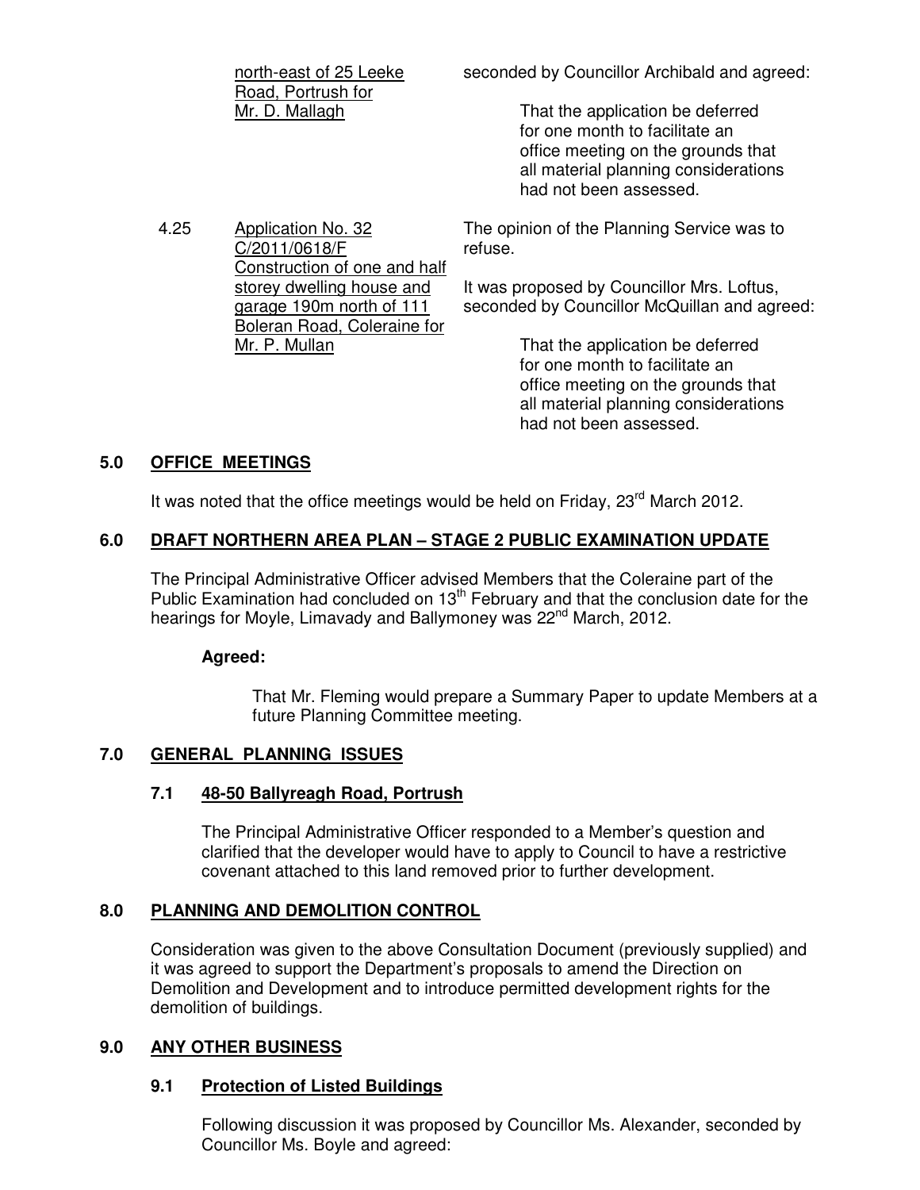| | | |
|---|---|---|
| | north-east of 25 Leeke Road, Portrush for Mr. D. Mallagh | seconded by Councillor Archibald and agreed:<br><br>That the application be deferred for one month to facilitate an office meeting on the grounds that all material planning considerations had not been assessed. |
| 4.25 | Application No. 32 C/2011/0618/F Construction of one and half storey dwelling house and garage 190m north of 111 Boleran Road, Coleraine for Mr. P. Mullan | The opinion of the Planning Service was to refuse.<br><br>It was proposed by Councillor Mrs. Loftus, seconded by Councillor McQuillan and agreed:<br><br>That the application be deferred for one month to facilitate an office meeting on the grounds that all material planning considerations had not been assessed. |

## 5.0 OFFICE MEETINGS

It was noted that the office meetings would be held on Friday, 23rd March 2012.

## 6.0 DRAFT NORTHERN AREA PLAN – STAGE 2 PUBLIC EXAMINATION UPDATE

The Principal Administrative Officer advised Members that the Coleraine part of the Public Examination had concluded on 13th February and that the conclusion date for the hearings for Moyle, Limavady and Ballymoney was 22nd March, 2012.

**Agreed:**

That Mr. Fleming would prepare a Summary Paper to update Members at a future Planning Committee meeting.

## 7.0 GENERAL PLANNING ISSUES

### 7.1 48-50 Ballyreagh Road, Portrush

The Principal Administrative Officer responded to a Member's question and clarified that the developer would have to apply to Council to have a restrictive covenant attached to this land removed prior to further development.

## 8.0 PLANNING AND DEMOLITION CONTROL

Consideration was given to the above Consultation Document (previously supplied) and it was agreed to support the Department's proposals to amend the Direction on Demolition and Development and to introduce permitted development rights for the demolition of buildings.

## 9.0 ANY OTHER BUSINESS

### 9.1 Protection of Listed Buildings

Following discussion it was proposed by Councillor Ms. Alexander, seconded by Councillor Ms. Boyle and agreed: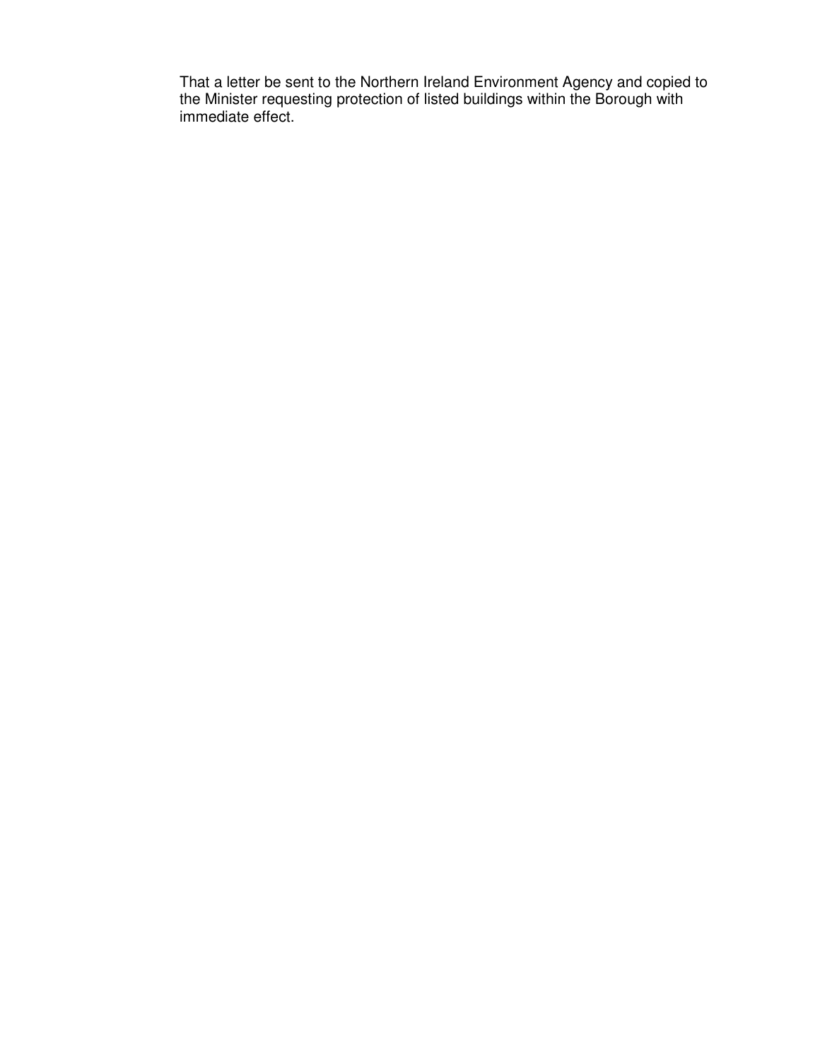That a letter be sent to the Northern Ireland Environment Agency and copied to the Minister requesting protection of listed buildings within the Borough with immediate effect.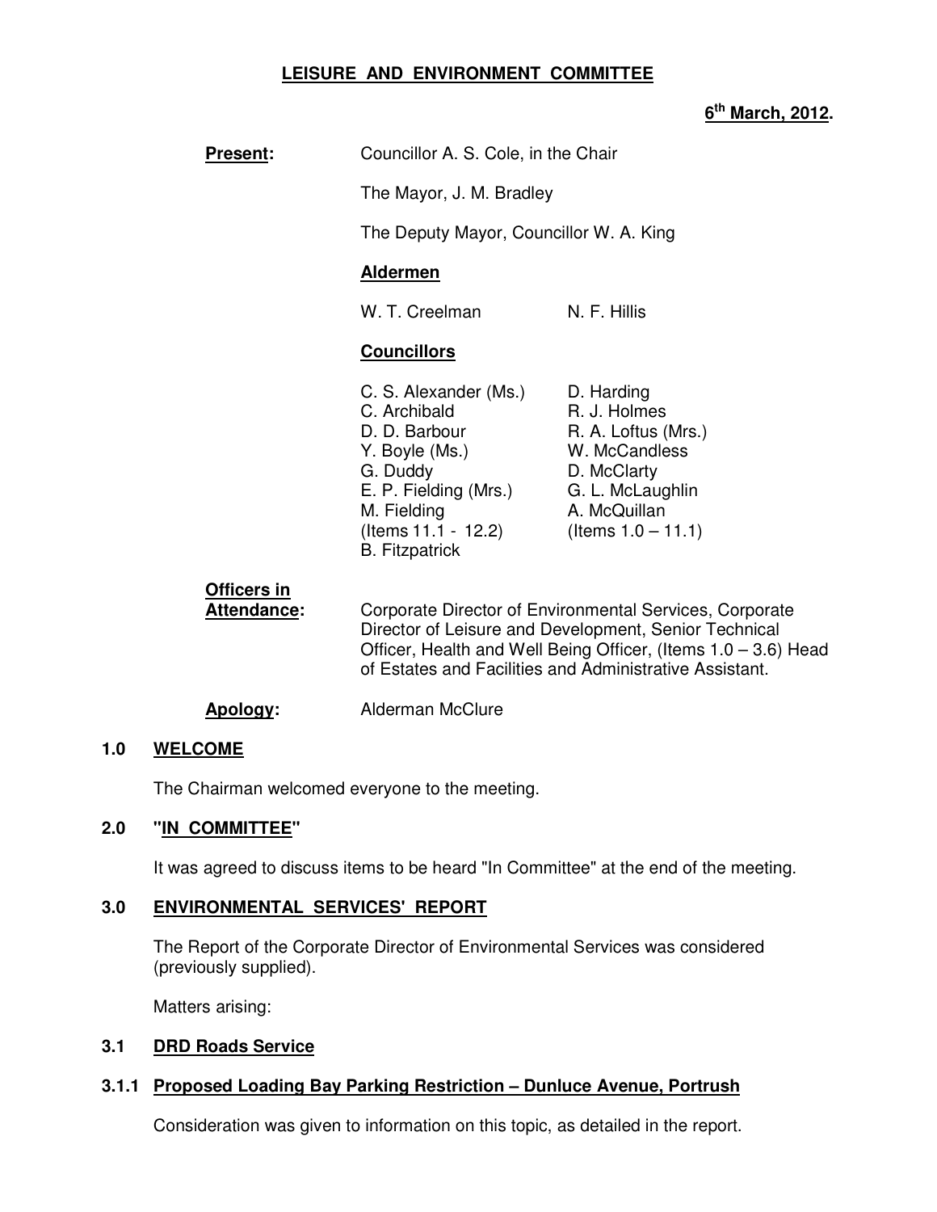# LEISURE AND ENVIRONMENT COMMITTEE

**6th March, 2012.**

**Present:** Councillor A. S. Cole, in the Chair

The Mayor, J. M. Bradley

The Deputy Mayor, Councillor W. A. King

**Aldermen**

W. T. Creelman　　N. F. Hillis

**Councillors**

| | |
|---|---|
| C. S. Alexander (Ms.) | D. Harding |
| C. Archibald | R. J. Holmes |
| D. D. Barbour | R. A. Loftus (Mrs.) |
| Y. Boyle (Ms.) | W. McCandless |
| G. Duddy | D. McClarty |
| E. P. Fielding (Mrs.) | G. L. McLaughlin |
| M. Fielding | A. McQuillan |
| (Items 11.1 - 12.2) | (Items 1.0 – 11.1) |
| B. Fitzpatrick | |

**Officers in Attendance:** Corporate Director of Environmental Services, Corporate Director of Leisure and Development, Senior Technical Officer, Health and Well Being Officer, (Items 1.0 – 3.6) Head of Estates and Facilities and Administrative Assistant.

**Apology:** Alderman McClure

## 1.0 WELCOME

The Chairman welcomed everyone to the meeting.

## 2.0 "IN COMMITTEE"

It was agreed to discuss items to be heard "In Committee" at the end of the meeting.

## 3.0 ENVIRONMENTAL SERVICES' REPORT

The Report of the Corporate Director of Environmental Services was considered (previously supplied).

Matters arising:

### 3.1 DRD Roads Service

#### 3.1.1 Proposed Loading Bay Parking Restriction – Dunluce Avenue, Portrush

Consideration was given to information on this topic, as detailed in the report.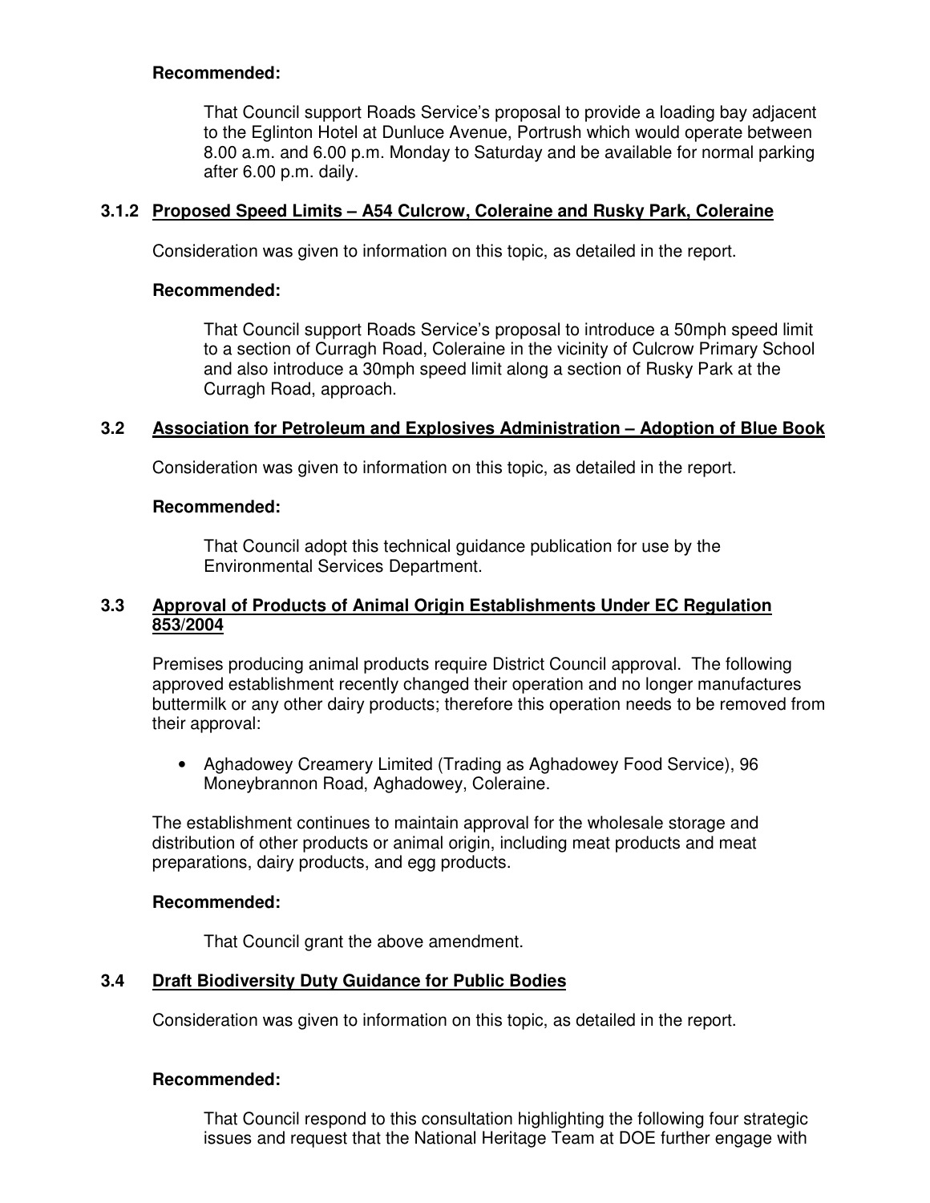**Recommended:**

That Council support Roads Service's proposal to provide a loading bay adjacent to the Eglinton Hotel at Dunluce Avenue, Portrush which would operate between 8.00 a.m. and 6.00 p.m. Monday to Saturday and be available for normal parking after 6.00 p.m. daily.

### 3.1.2 Proposed Speed Limits – A54 Culcrow, Coleraine and Rusky Park, Coleraine

Consideration was given to information on this topic, as detailed in the report.

**Recommended:**

That Council support Roads Service's proposal to introduce a 50mph speed limit to a section of Curragh Road, Coleraine in the vicinity of Culcrow Primary School and also introduce a 30mph speed limit along a section of Rusky Park at the Curragh Road, approach.

### 3.2 Association for Petroleum and Explosives Administration – Adoption of Blue Book

Consideration was given to information on this topic, as detailed in the report.

**Recommended:**

That Council adopt this technical guidance publication for use by the Environmental Services Department.

### 3.3 Approval of Products of Animal Origin Establishments Under EC Regulation 853/2004

Premises producing animal products require District Council approval. The following approved establishment recently changed their operation and no longer manufactures buttermilk or any other dairy products; therefore this operation needs to be removed from their approval:

- Aghadowey Creamery Limited (Trading as Aghadowey Food Service), 96 Moneybrannon Road, Aghadowey, Coleraine.

The establishment continues to maintain approval for the wholesale storage and distribution of other products or animal origin, including meat products and meat preparations, dairy products, and egg products.

**Recommended:**

That Council grant the above amendment.

### 3.4 Draft Biodiversity Duty Guidance for Public Bodies

Consideration was given to information on this topic, as detailed in the report.

**Recommended:**

That Council respond to this consultation highlighting the following four strategic issues and request that the National Heritage Team at DOE further engage with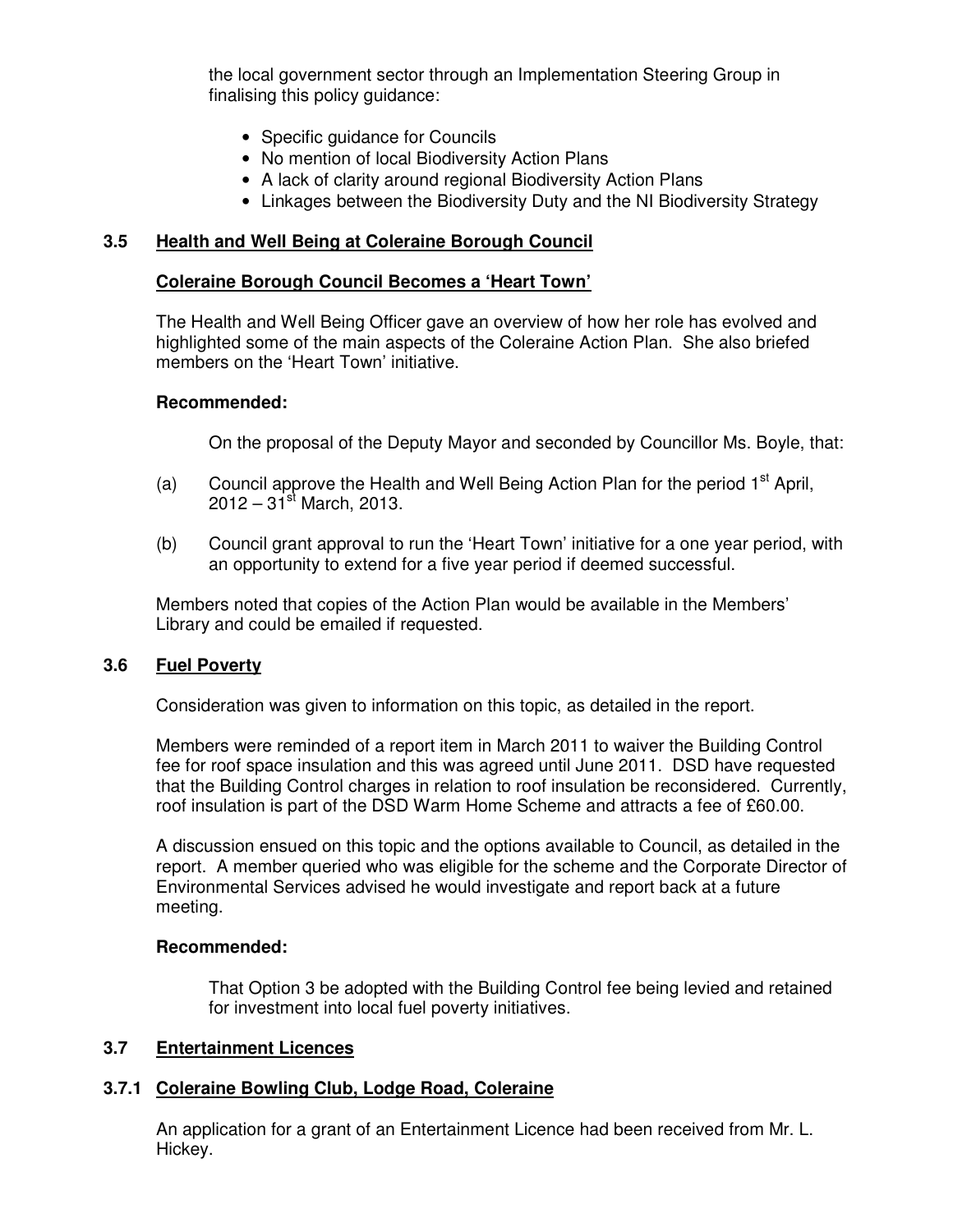the local government sector through an Implementation Steering Group in finalising this policy guidance:

- Specific guidance for Councils
- No mention of local Biodiversity Action Plans
- A lack of clarity around regional Biodiversity Action Plans
- Linkages between the Biodiversity Duty and the NI Biodiversity Strategy

### 3.5 Health and Well Being at Coleraine Borough Council

**Coleraine Borough Council Becomes a 'Heart Town'**

The Health and Well Being Officer gave an overview of how her role has evolved and highlighted some of the main aspects of the Coleraine Action Plan. She also briefed members on the 'Heart Town' initiative.

**Recommended:**

On the proposal of the Deputy Mayor and seconded by Councillor Ms. Boyle, that:

(a) Council approve the Health and Well Being Action Plan for the period 1st April, 2012 – 31st March, 2013.

(b) Council grant approval to run the 'Heart Town' initiative for a one year period, with an opportunity to extend for a five year period if deemed successful.

Members noted that copies of the Action Plan would be available in the Members' Library and could be emailed if requested.

### 3.6 Fuel Poverty

Consideration was given to information on this topic, as detailed in the report.

Members were reminded of a report item in March 2011 to waiver the Building Control fee for roof space insulation and this was agreed until June 2011. DSD have requested that the Building Control charges in relation to roof insulation be reconsidered. Currently, roof insulation is part of the DSD Warm Home Scheme and attracts a fee of £60.00.

A discussion ensued on this topic and the options available to Council, as detailed in the report. A member queried who was eligible for the scheme and the Corporate Director of Environmental Services advised he would investigate and report back at a future meeting.

**Recommended:**

That Option 3 be adopted with the Building Control fee being levied and retained for investment into local fuel poverty initiatives.

### 3.7 Entertainment Licences

### 3.7.1 Coleraine Bowling Club, Lodge Road, Coleraine

An application for a grant of an Entertainment Licence had been received from Mr. L. Hickey.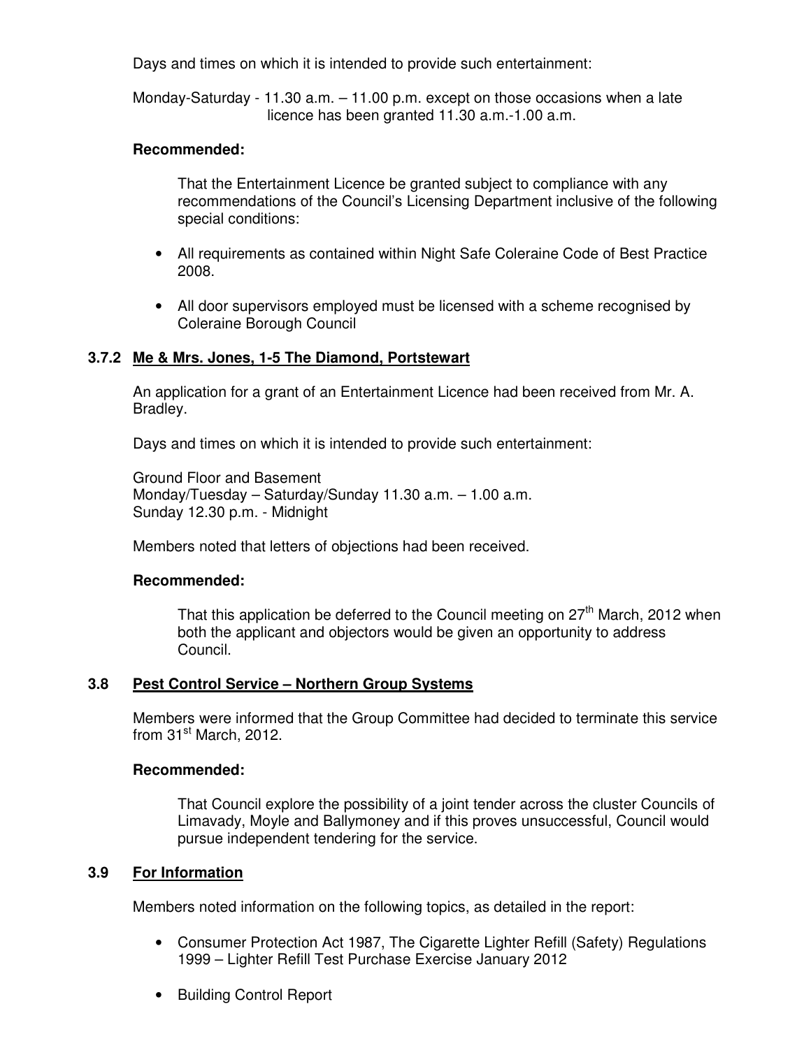Days and times on which it is intended to provide such entertainment:

Monday-Saturday - 11.30 a.m. – 11.00 p.m. except on those occasions when a late licence has been granted 11.30 a.m.-1.00 a.m.

**Recommended:**

That the Entertainment Licence be granted subject to compliance with any recommendations of the Council's Licensing Department inclusive of the following special conditions:

- All requirements as contained within Night Safe Coleraine Code of Best Practice 2008.
- All door supervisors employed must be licensed with a scheme recognised by Coleraine Borough Council

### 3.7.2 Me & Mrs. Jones, 1-5 The Diamond, Portstewart

An application for a grant of an Entertainment Licence had been received from Mr. A. Bradley.

Days and times on which it is intended to provide such entertainment:

Ground Floor and Basement
Monday/Tuesday – Saturday/Sunday 11.30 a.m. – 1.00 a.m.
Sunday 12.30 p.m. - Midnight

Members noted that letters of objections had been received.

**Recommended:**

That this application be deferred to the Council meeting on 27th March, 2012 when both the applicant and objectors would be given an opportunity to address Council.

### 3.8 Pest Control Service – Northern Group Systems

Members were informed that the Group Committee had decided to terminate this service from 31st March, 2012.

**Recommended:**

That Council explore the possibility of a joint tender across the cluster Councils of Limavady, Moyle and Ballymoney and if this proves unsuccessful, Council would pursue independent tendering for the service.

### 3.9 For Information

Members noted information on the following topics, as detailed in the report:

- Consumer Protection Act 1987, The Cigarette Lighter Refill (Safety) Regulations 1999 – Lighter Refill Test Purchase Exercise January 2012
- Building Control Report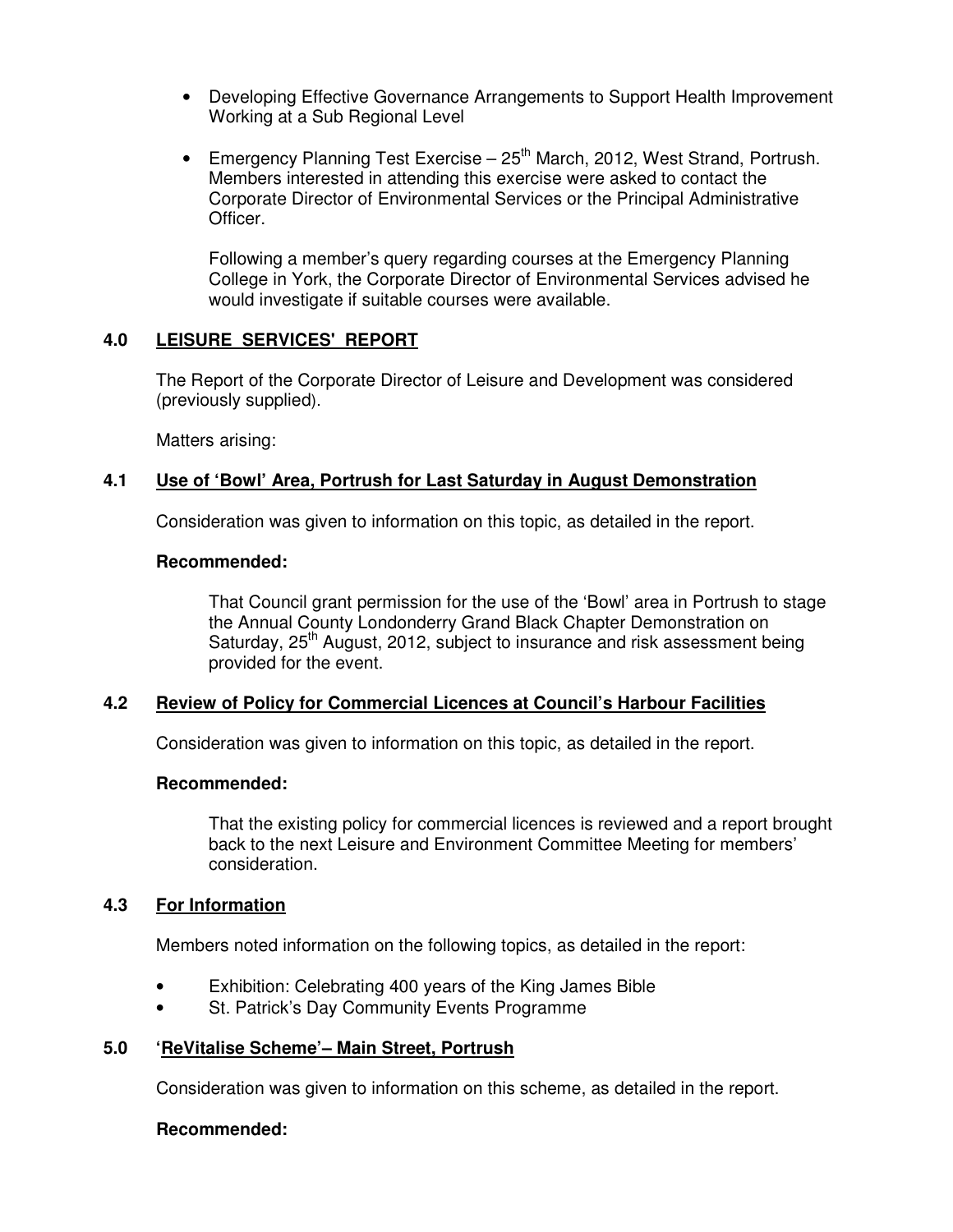- Developing Effective Governance Arrangements to Support Health Improvement Working at a Sub Regional Level

- Emergency Planning Test Exercise – 25th March, 2012, West Strand, Portrush. Members interested in attending this exercise were asked to contact the Corporate Director of Environmental Services or the Principal Administrative Officer.

  Following a member's query regarding courses at the Emergency Planning College in York, the Corporate Director of Environmental Services advised he would investigate if suitable courses were available.

## 4.0 LEISURE SERVICES' REPORT

The Report of the Corporate Director of Leisure and Development was considered (previously supplied).

Matters arising:

### 4.1 Use of 'Bowl' Area, Portrush for Last Saturday in August Demonstration

Consideration was given to information on this topic, as detailed in the report.

**Recommended:**

> That Council grant permission for the use of the 'Bowl' area in Portrush to stage the Annual County Londonderry Grand Black Chapter Demonstration on Saturday, 25th August, 2012, subject to insurance and risk assessment being provided for the event.

### 4.2 Review of Policy for Commercial Licences at Council's Harbour Facilities

Consideration was given to information on this topic, as detailed in the report.

**Recommended:**

> That the existing policy for commercial licences is reviewed and a report brought back to the next Leisure and Environment Committee Meeting for members' consideration.

### 4.3 For Information

Members noted information on the following topics, as detailed in the report:

- Exhibition: Celebrating 400 years of the King James Bible
- St. Patrick's Day Community Events Programme

## 5.0 'ReVitalise Scheme'– Main Street, Portrush

Consideration was given to information on this scheme, as detailed in the report.

**Recommended:**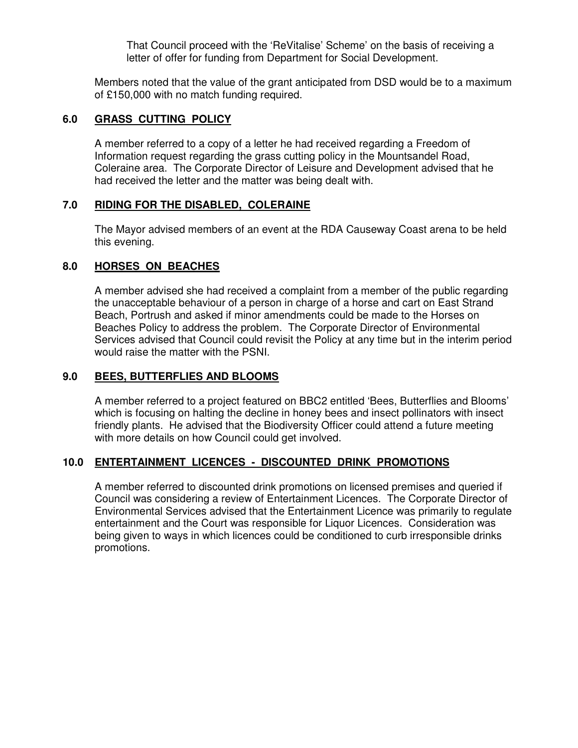That Council proceed with the 'ReVitalise' Scheme' on the basis of receiving a letter of offer for funding from Department for Social Development.

Members noted that the value of the grant anticipated from DSD would be to a maximum of £150,000 with no match funding required.

## 6.0 GRASS CUTTING POLICY

A member referred to a copy of a letter he had received regarding a Freedom of Information request regarding the grass cutting policy in the Mountsandel Road, Coleraine area. The Corporate Director of Leisure and Development advised that he had received the letter and the matter was being dealt with.

## 7.0 RIDING FOR THE DISABLED, COLERAINE

The Mayor advised members of an event at the RDA Causeway Coast arena to be held this evening.

## 8.0 HORSES ON BEACHES

A member advised she had received a complaint from a member of the public regarding the unacceptable behaviour of a person in charge of a horse and cart on East Strand Beach, Portrush and asked if minor amendments could be made to the Horses on Beaches Policy to address the problem. The Corporate Director of Environmental Services advised that Council could revisit the Policy at any time but in the interim period would raise the matter with the PSNI.

## 9.0 BEES, BUTTERFLIES AND BLOOMS

A member referred to a project featured on BBC2 entitled 'Bees, Butterflies and Blooms' which is focusing on halting the decline in honey bees and insect pollinators with insect friendly plants. He advised that the Biodiversity Officer could attend a future meeting with more details on how Council could get involved.

## 10.0 ENTERTAINMENT LICENCES - DISCOUNTED DRINK PROMOTIONS

A member referred to discounted drink promotions on licensed premises and queried if Council was considering a review of Entertainment Licences. The Corporate Director of Environmental Services advised that the Entertainment Licence was primarily to regulate entertainment and the Court was responsible for Liquor Licences. Consideration was being given to ways in which licences could be conditioned to curb irresponsible drinks promotions.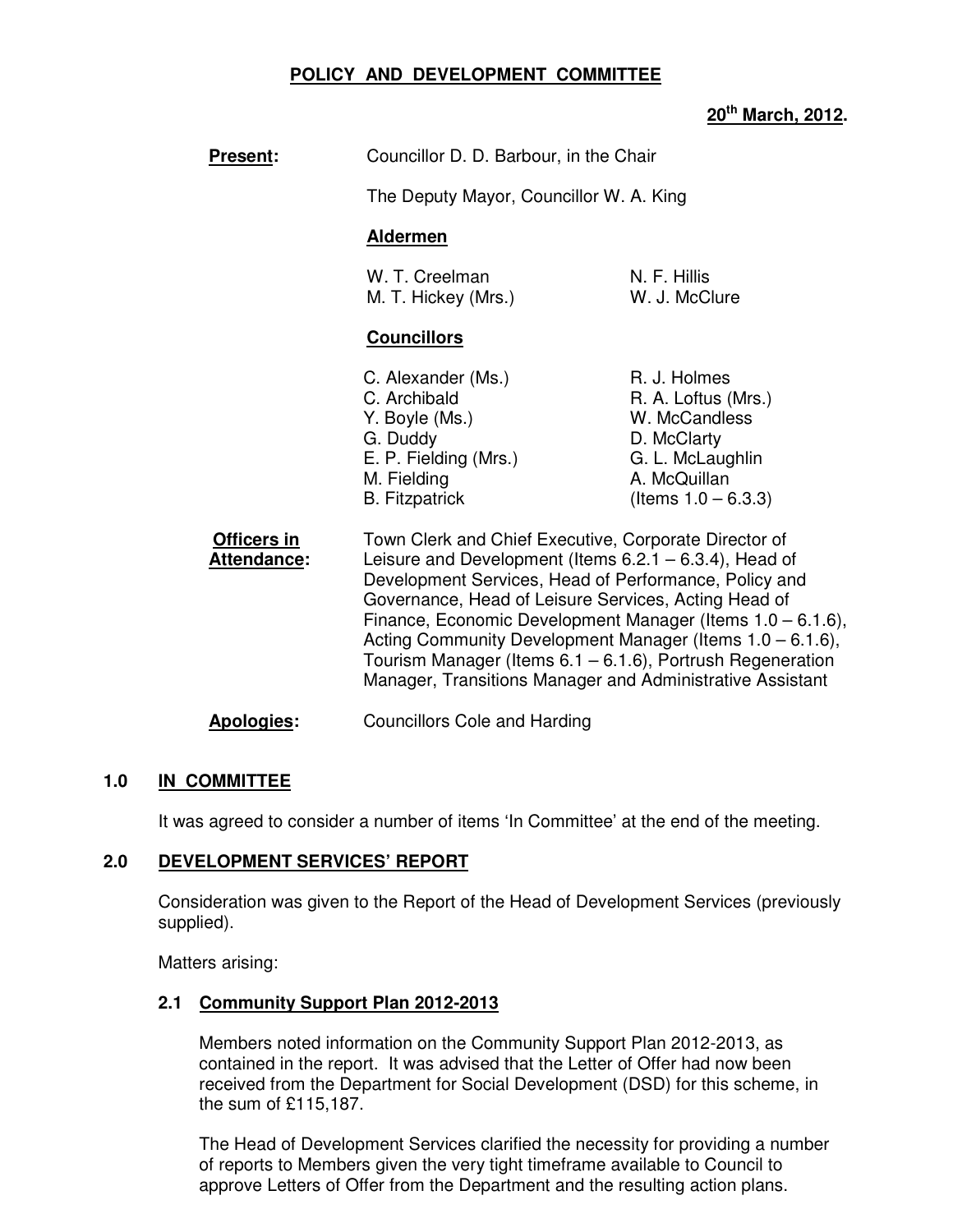# POLICY AND DEVELOPMENT COMMITTEE

**20th March, 2012.**

**Present:** Councillor D. D. Barbour, in the Chair

The Deputy Mayor, Councillor W. A. King

**Aldermen**

W. T. Creelman
M. T. Hickey (Mrs.)
N. F. Hillis
W. J. McClure

**Councillors**

C. Alexander (Ms.)
C. Archibald
Y. Boyle (Ms.)
G. Duddy
E. P. Fielding (Mrs.)
M. Fielding
B. Fitzpatrick
R. J. Holmes
R. A. Loftus (Mrs.)
W. McCandless
D. McClarty
G. L. McLaughlin
A. McQuillan
(Items 1.0 – 6.3.3)

**Officers in Attendance:** Town Clerk and Chief Executive, Corporate Director of Leisure and Development (Items 6.2.1 – 6.3.4), Head of Development Services, Head of Performance, Policy and Governance, Head of Leisure Services, Acting Head of Finance, Economic Development Manager (Items 1.0 – 6.1.6), Acting Community Development Manager (Items 1.0 – 6.1.6), Tourism Manager (Items 6.1 – 6.1.6), Portrush Regeneration Manager, Transitions Manager and Administrative Assistant

**Apologies:** Councillors Cole and Harding

## 1.0 IN COMMITTEE

It was agreed to consider a number of items 'In Committee' at the end of the meeting.

## 2.0 DEVELOPMENT SERVICES' REPORT

Consideration was given to the Report of the Head of Development Services (previously supplied).

Matters arising:

### 2.1 Community Support Plan 2012-2013

Members noted information on the Community Support Plan 2012-2013, as contained in the report. It was advised that the Letter of Offer had now been received from the Department for Social Development (DSD) for this scheme, in the sum of £115,187.

The Head of Development Services clarified the necessity for providing a number of reports to Members given the very tight timeframe available to Council to approve Letters of Offer from the Department and the resulting action plans.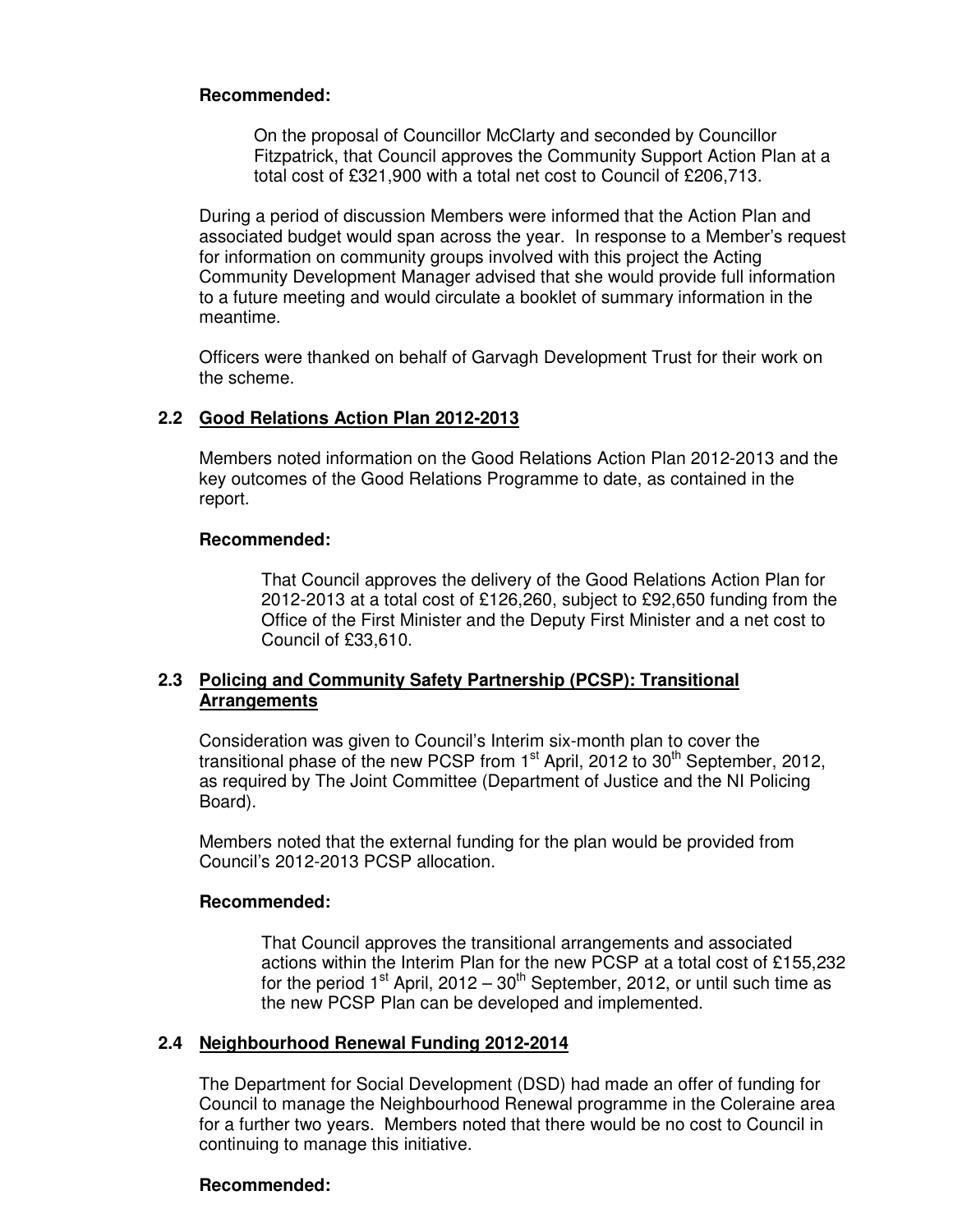**Recommended:**

> On the proposal of Councillor McClarty and seconded by Councillor Fitzpatrick, that Council approves the Community Support Action Plan at a total cost of £321,900 with a total net cost to Council of £206,713.

During a period of discussion Members were informed that the Action Plan and associated budget would span across the year. In response to a Member's request for information on community groups involved with this project the Acting Community Development Manager advised that she would provide full information to a future meeting and would circulate a booklet of summary information in the meantime.

Officers were thanked on behalf of Garvagh Development Trust for their work on the scheme.

### 2.2 Good Relations Action Plan 2012-2013

Members noted information on the Good Relations Action Plan 2012-2013 and the key outcomes of the Good Relations Programme to date, as contained in the report.

**Recommended:**

> That Council approves the delivery of the Good Relations Action Plan for 2012-2013 at a total cost of £126,260, subject to £92,650 funding from the Office of the First Minister and the Deputy First Minister and a net cost to Council of £33,610.

### 2.3 Policing and Community Safety Partnership (PCSP): Transitional Arrangements

Consideration was given to Council's Interim six-month plan to cover the transitional phase of the new PCSP from 1st April, 2012 to 30th September, 2012, as required by The Joint Committee (Department of Justice and the NI Policing Board).

Members noted that the external funding for the plan would be provided from Council's 2012-2013 PCSP allocation.

**Recommended:**

> That Council approves the transitional arrangements and associated actions within the Interim Plan for the new PCSP at a total cost of £155,232 for the period 1st April, 2012 – 30th September, 2012, or until such time as the new PCSP Plan can be developed and implemented.

### 2.4 Neighbourhood Renewal Funding 2012-2014

The Department for Social Development (DSD) had made an offer of funding for Council to manage the Neighbourhood Renewal programme in the Coleraine area for a further two years. Members noted that there would be no cost to Council in continuing to manage this initiative.

**Recommended:**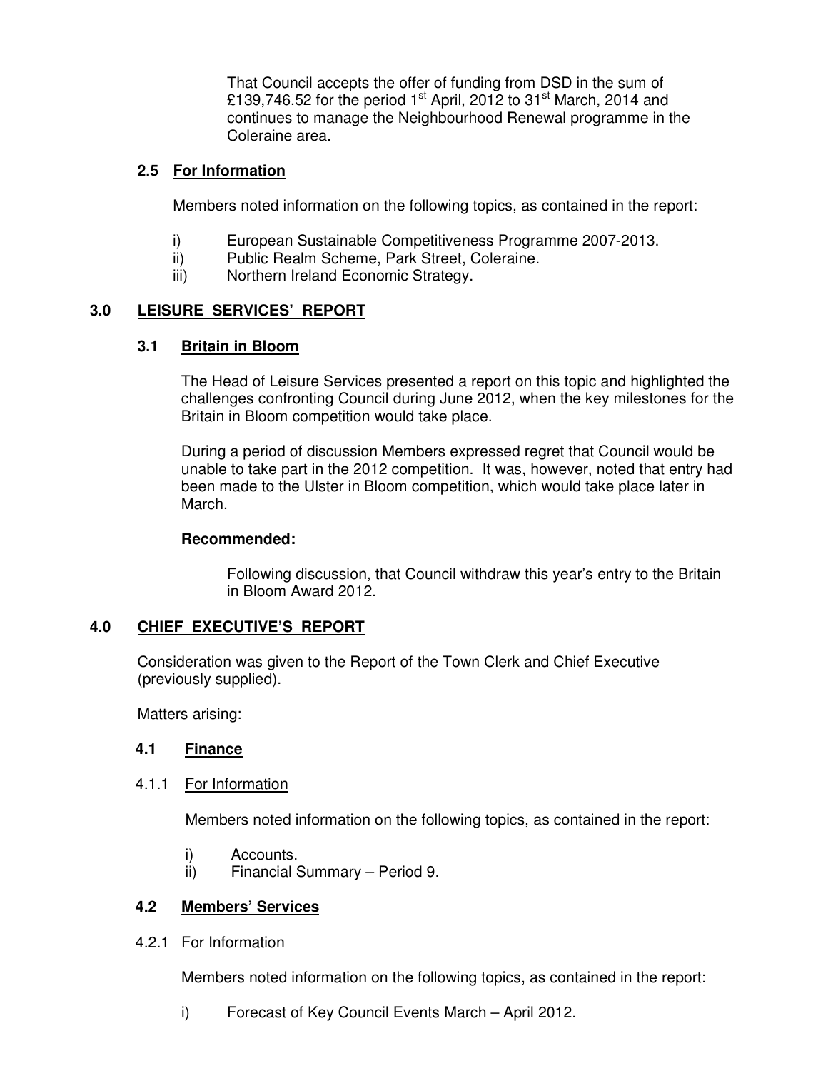That Council accepts the offer of funding from DSD in the sum of £139,746.52 for the period 1st April, 2012 to 31st March, 2014 and continues to manage the Neighbourhood Renewal programme in the Coleraine area.

### 2.5 For Information

Members noted information on the following topics, as contained in the report:

i) European Sustainable Competitiveness Programme 2007-2013.
ii) Public Realm Scheme, Park Street, Coleraine.
iii) Northern Ireland Economic Strategy.

## 3.0 LEISURE SERVICES' REPORT

### 3.1 Britain in Bloom

The Head of Leisure Services presented a report on this topic and highlighted the challenges confronting Council during June 2012, when the key milestones for the Britain in Bloom competition would take place.

During a period of discussion Members expressed regret that Council would be unable to take part in the 2012 competition. It was, however, noted that entry had been made to the Ulster in Bloom competition, which would take place later in March.

**Recommended:**

Following discussion, that Council withdraw this year's entry to the Britain in Bloom Award 2012.

## 4.0 CHIEF EXECUTIVE'S REPORT

Consideration was given to the Report of the Town Clerk and Chief Executive (previously supplied).

Matters arising:

### 4.1 Finance

#### 4.1.1 For Information

Members noted information on the following topics, as contained in the report:

i) Accounts.
ii) Financial Summary – Period 9.

### 4.2 Members' Services

#### 4.2.1 For Information

Members noted information on the following topics, as contained in the report:

i) Forecast of Key Council Events March – April 2012.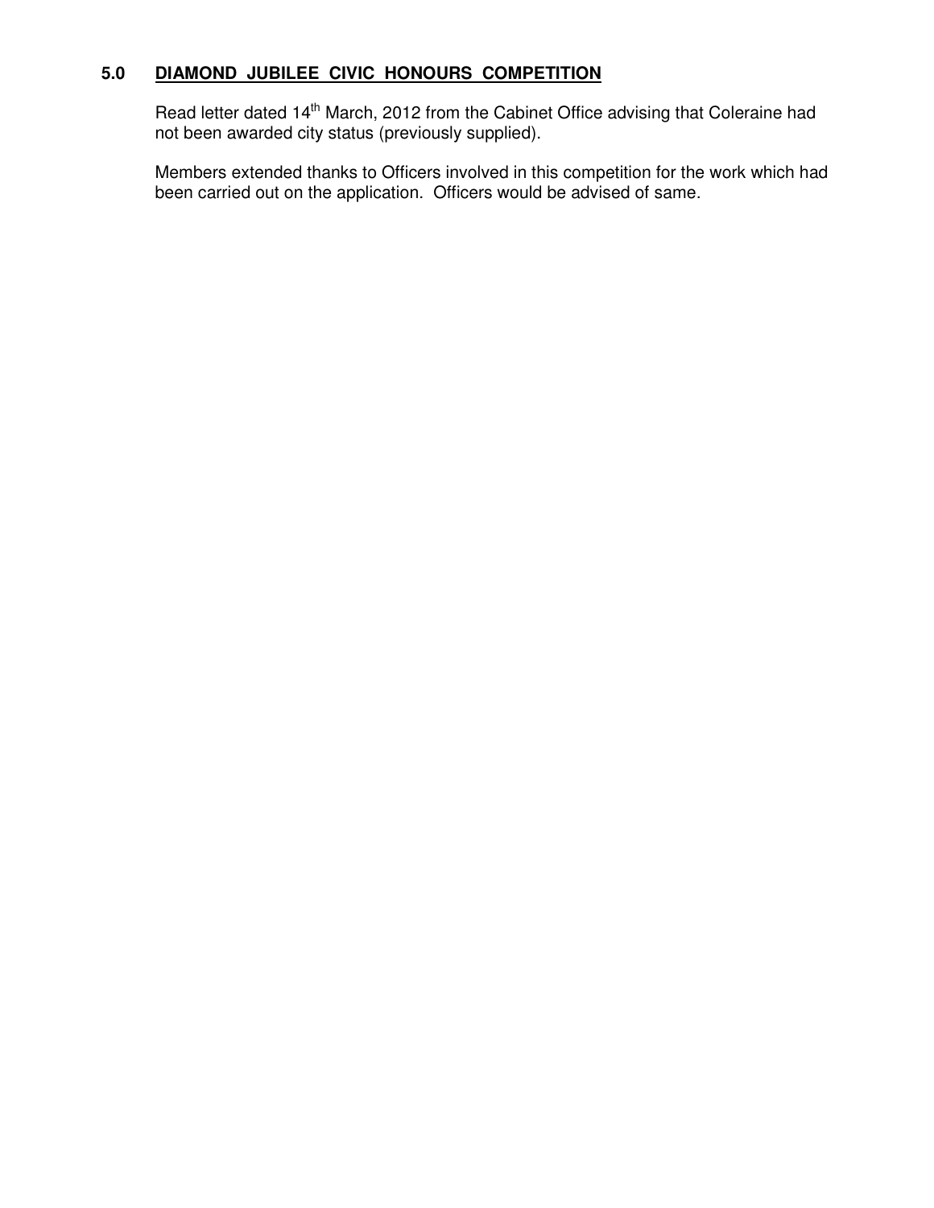## 5.0 DIAMOND JUBILEE CIVIC HONOURS COMPETITION

Read letter dated 14th March, 2012 from the Cabinet Office advising that Coleraine had not been awarded city status (previously supplied).

Members extended thanks to Officers involved in this competition for the work which had been carried out on the application. Officers would be advised of same.